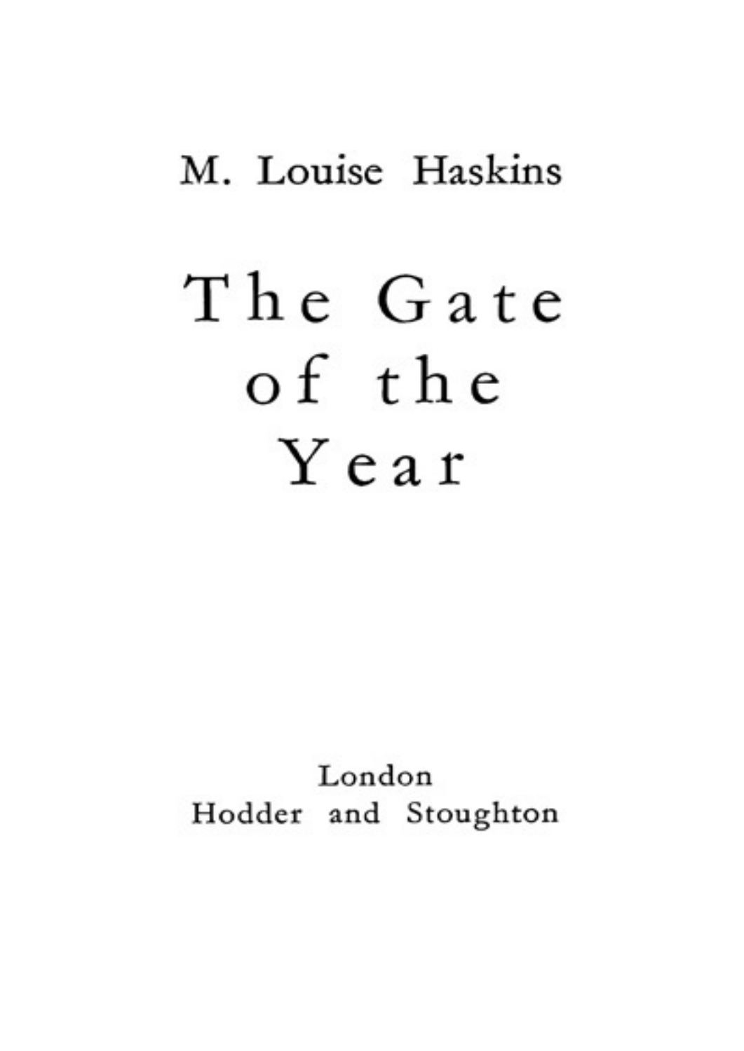M. Louise Haskins

# The Gate of the Year

London
Hodder and Stoughton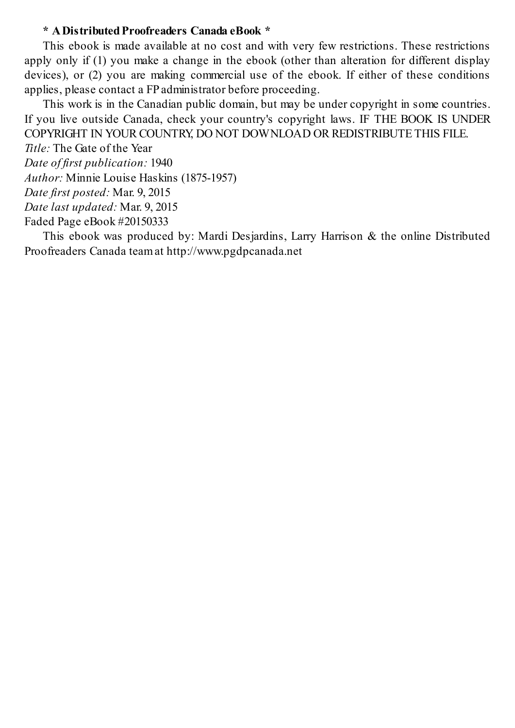**\* A Distributed Proofreaders Canada eBook \***

This ebook is made available at no cost and with very few restrictions. These restrictions apply only if (1) you make a change in the ebook (other than alteration for different display devices), or (2) you are making commercial use of the ebook. If either of these conditions applies, please contact a FP administrator before proceeding.

This work is in the Canadian public domain, but may be under copyright in some countries. If you live outside Canada, check your country's copyright laws. IF THE BOOK IS UNDER COPYRIGHT IN YOUR COUNTRY, DO NOT DOWNLOAD OR REDISTRIBUTE THIS FILE.

*Title:* The Gate of the Year  
*Date of first publication:* 1940  
*Author:* Minnie Louise Haskins (1875-1957)  
*Date first posted:* Mar. 9, 2015  
*Date last updated:* Mar. 9, 2015  
Faded Page eBook #20150333

This ebook was produced by: Mardi Desjardins, Larry Harrison & the online Distributed Proofreaders Canada team at http://www.pgdpcanada.net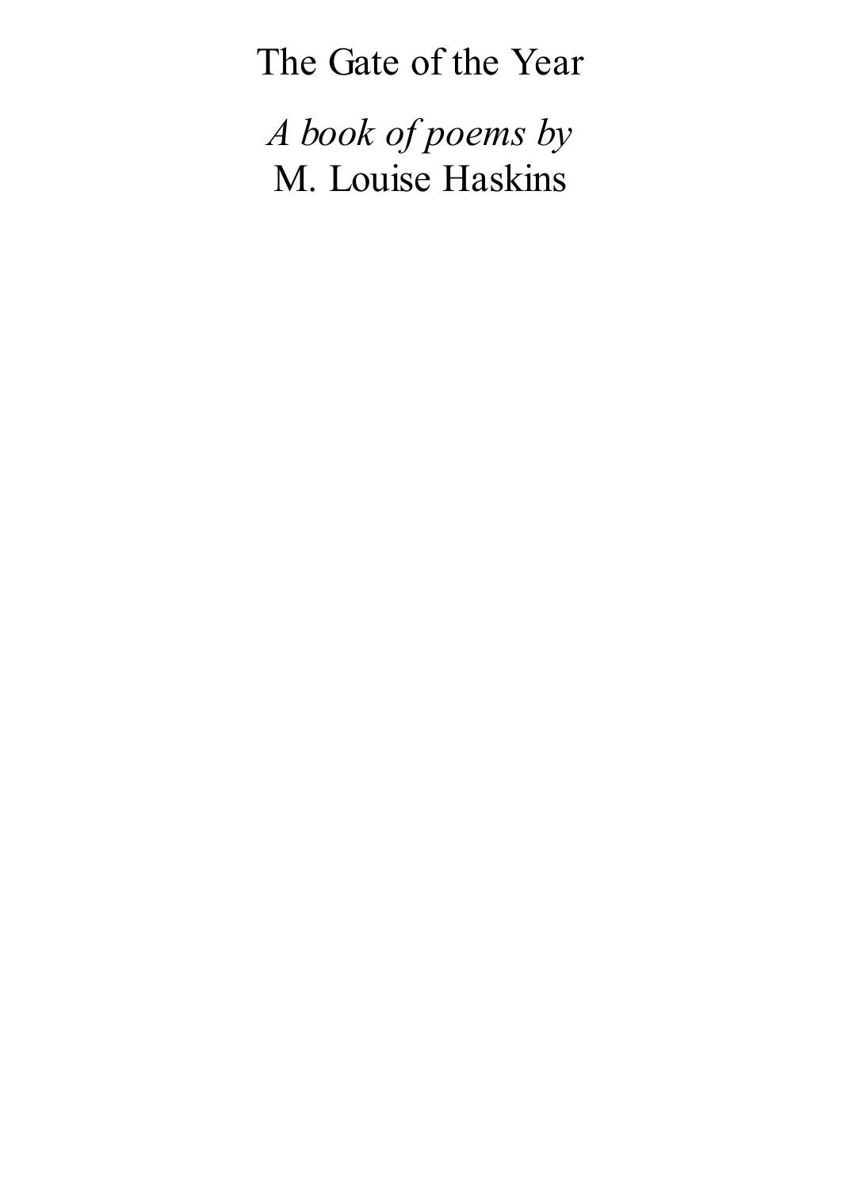# The Gate of the Year

*A book of poems by*
M. Louise Haskins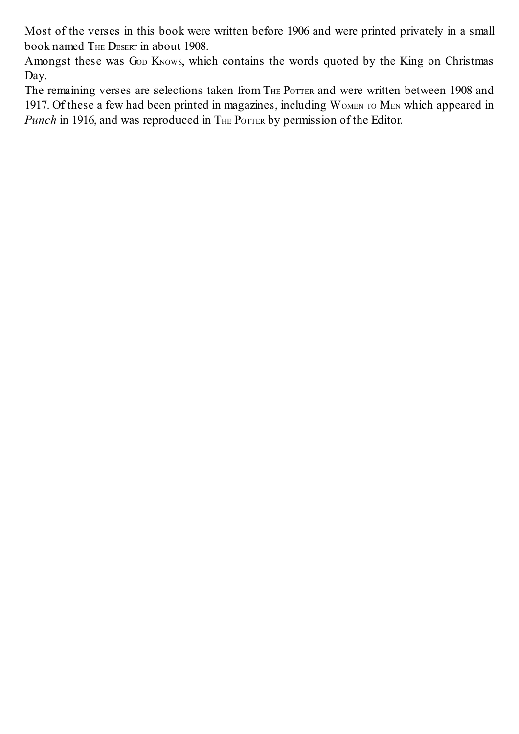Most of the verses in this book were written before 1906 and were printed privately in a small book named THE DESERT in about 1908.

Amongst these was GOD KNOWS, which contains the words quoted by the King on Christmas Day.

The remaining verses are selections taken from THE POTTER and were written between 1908 and 1917. Of these a few had been printed in magazines, including WOMEN TO MEN which appeared in *Punch* in 1916, and was reproduced in THE POTTER by permission of the Editor.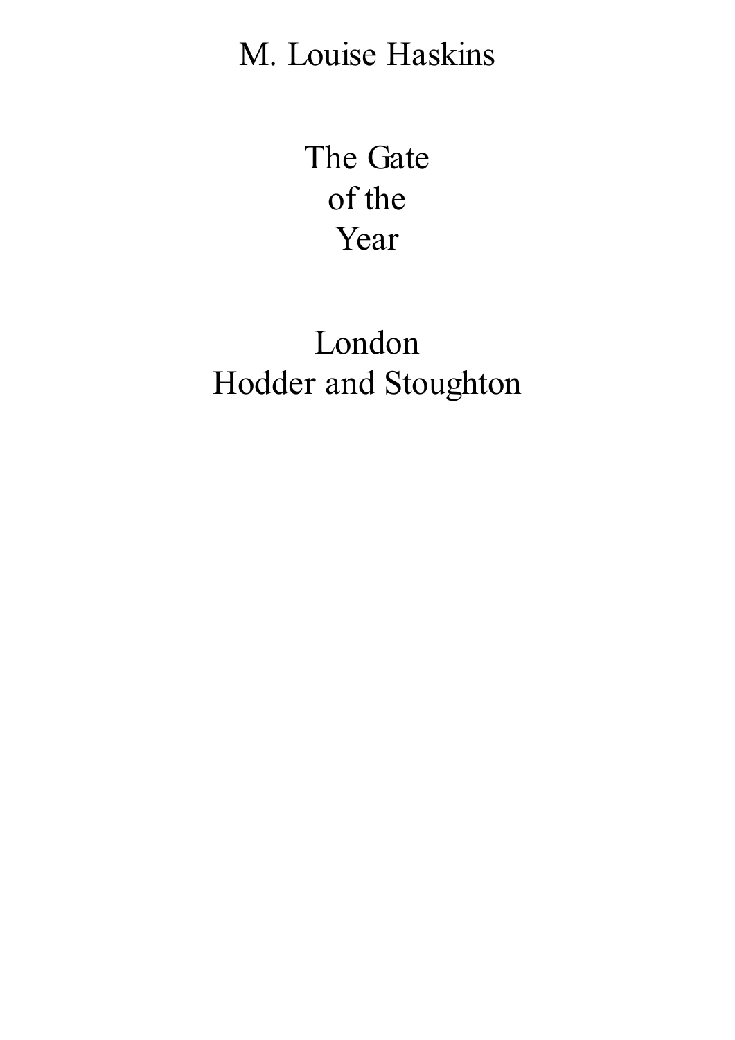M. Louise Haskins

# The Gate of the Year

London
Hodder and Stoughton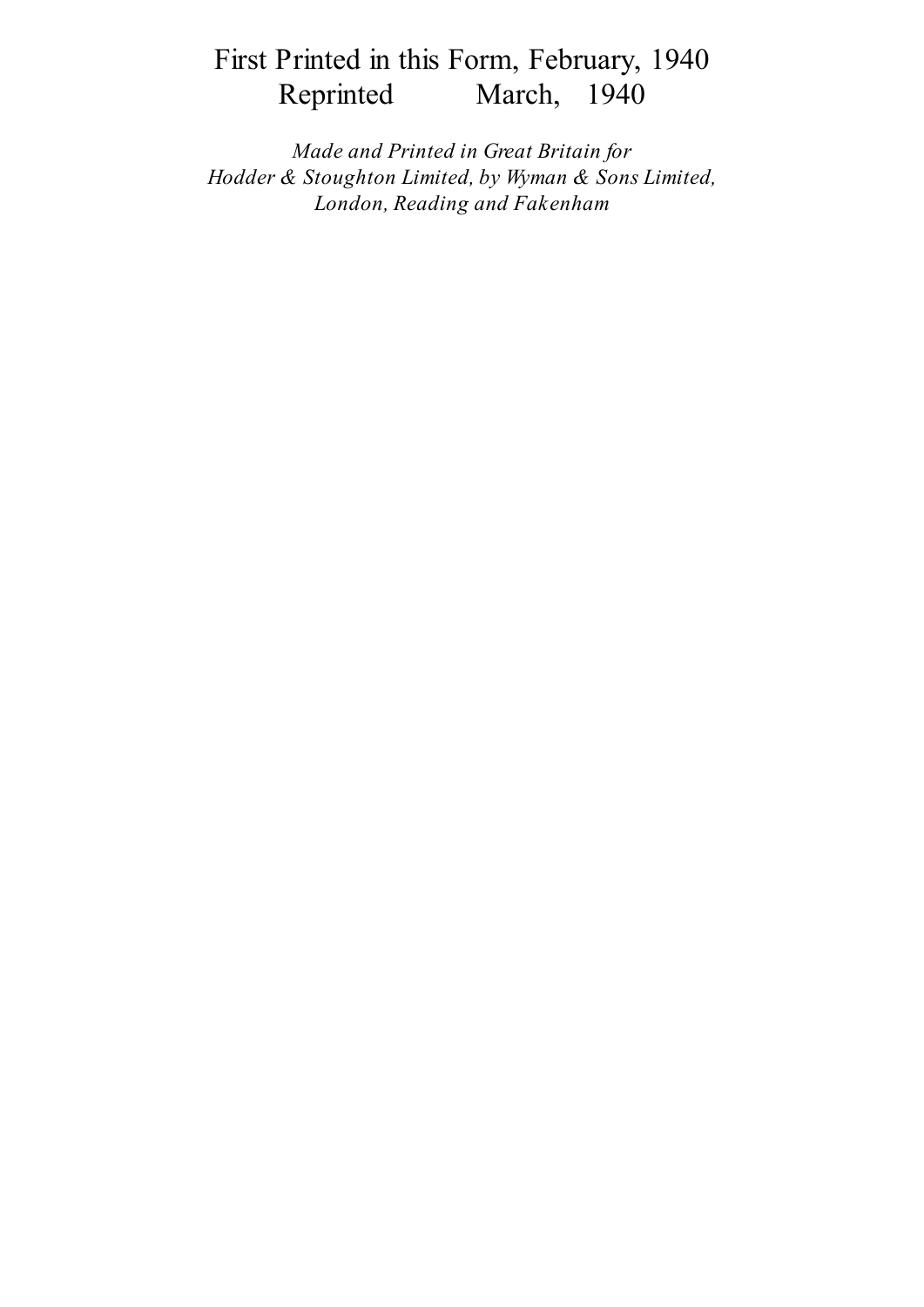First Printed in this Form, February, 1940
Reprinted March, 1940

*Made and Printed in Great Britain for*
*Hodder & Stoughton Limited, by Wyman & Sons Limited,*
*London, Reading and Fakenham*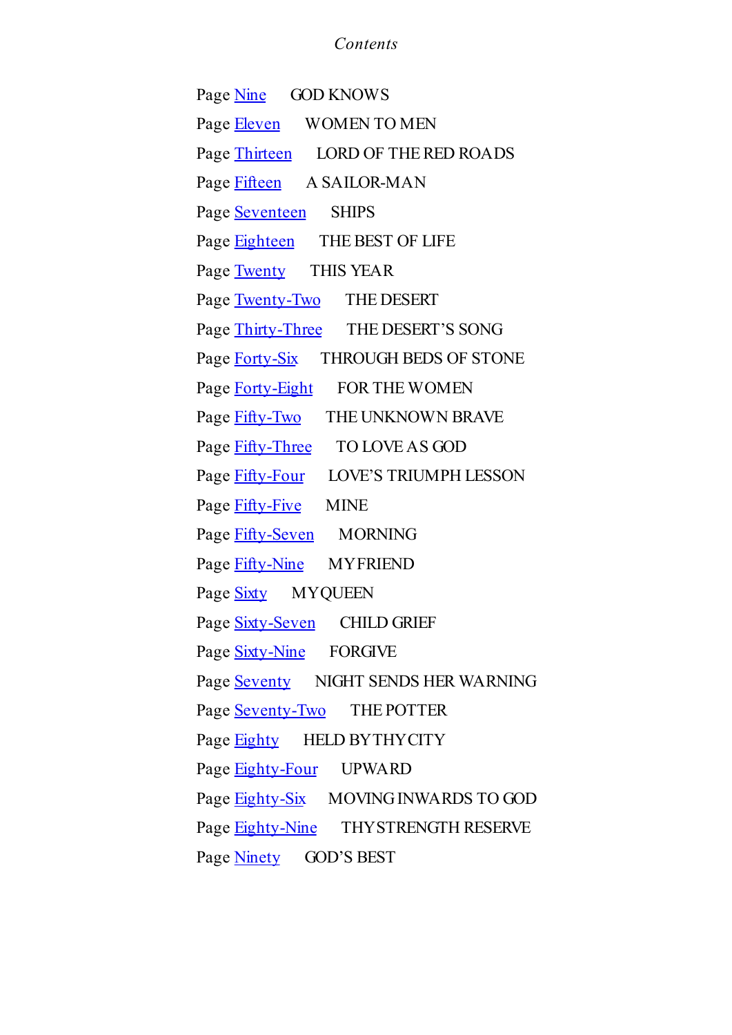*Contents*

Page Nine GOD KNOWS

Page Eleven WOMEN TO MEN

Page Thirteen LORD OF THE RED ROADS

Page Fifteen A SAILOR-MAN

Page Seventeen SHIPS

Page Eighteen THE BEST OF LIFE

Page Twenty THIS YEAR

Page Twenty-Two THE DESERT

Page Thirty-Three THE DESERT'S SONG

Page Forty-Six THROUGH BEDS OF STONE

Page Forty-Eight FOR THE WOMEN

Page Fifty-Two THE UNKNOWN BRAVE

Page Fifty-Three TO LOVE AS GOD

Page Fifty-Four LOVE'S TRIUMPH LESSON

Page Fifty-Five MINE

Page Fifty-Seven MORNING

Page Fifty-Nine MY FRIEND

Page Sixty MY QUEEN

Page Sixty-Seven CHILD GRIEF

Page Sixty-Nine FORGIVE

Page Seventy NIGHT SENDS HER WARNING

Page Seventy-Two THE POTTER

Page Eighty HELD BY THY CITY

Page Eighty-Four UPWARD

Page Eighty-Six MOVING INWARDS TO GOD

Page Eighty-Nine THY STRENGTH RESERVE

Page Ninety GOD'S BEST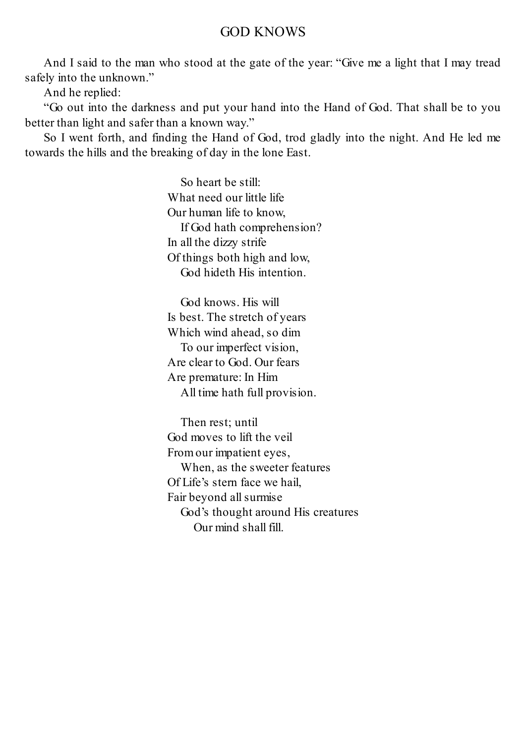# GOD KNOWS

And I said to the man who stood at the gate of the year: "Give me a light that I may tread safely into the unknown."

And he replied:

"Go out into the darkness and put your hand into the Hand of God. That shall be to you better than light and safer than a known way."

So I went forth, and finding the Hand of God, trod gladly into the night. And He led me towards the hills and the breaking of day in the lone East.

So heart be still:  
What need our little life  
Our human life to know,  
If God hath comprehension?  
In all the dizzy strife  
Of things both high and low,  
God hideth His intention.

God knows. His will  
Is best. The stretch of years  
Which wind ahead, so dim  
To our imperfect vision,  
Are clear to God. Our fears  
Are premature: In Him  
All time hath full provision.

Then rest; until  
God moves to lift the veil  
From our impatient eyes,  
When, as the sweeter features  
Of Life's stern face we hail,  
Fair beyond all surmise  
God's thought around His creatures  
Our mind shall fill.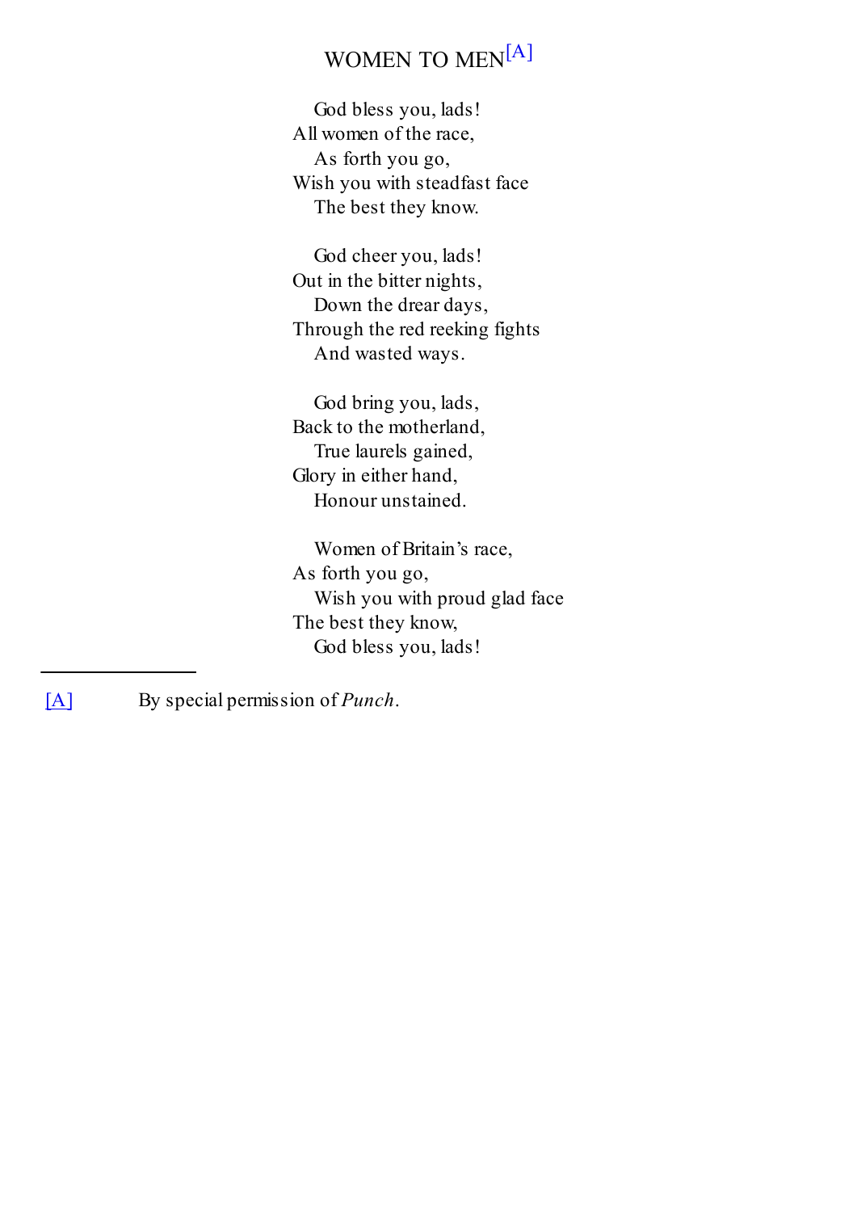## WOMEN TO MEN[A]

God bless you, lads!  
All women of the race,  
As forth you go,  
Wish you with steadfast face  
The best they know.

God cheer you, lads!  
Out in the bitter nights,  
Down the drear days,  
Through the red reeking fights  
And wasted ways.

God bring you, lads,  
Back to the motherland,  
True laurels gained,  
Glory in either hand,  
Honour unstained.

Women of Britain's race,  
As forth you go,  
Wish you with proud glad face  
The best they know,  
God bless you, lads!

---

[A] By special permission of *Punch*.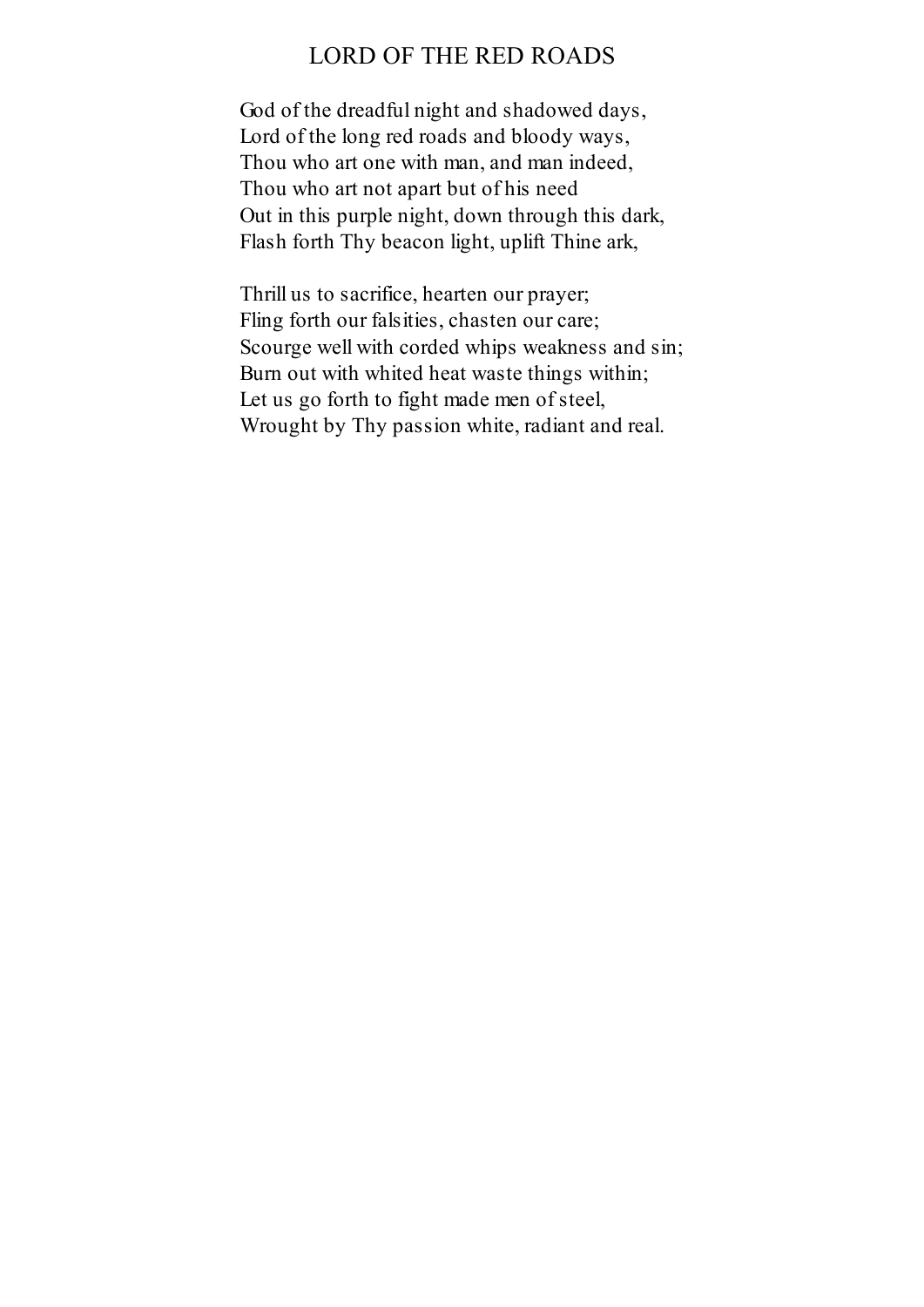# LORD OF THE RED ROADS

God of the dreadful night and shadowed days,  
Lord of the long red roads and bloody ways,  
Thou who art one with man, and man indeed,  
Thou who art not apart but of his need  
Out in this purple night, down through this dark,  
Flash forth Thy beacon light, uplift Thine ark,

Thrill us to sacrifice, hearten our prayer;  
Fling forth our falsities, chasten our care;  
Scourge well with corded whips weakness and sin;  
Burn out with whited heat waste things within;  
Let us go forth to fight made men of steel,  
Wrought by Thy passion white, radiant and real.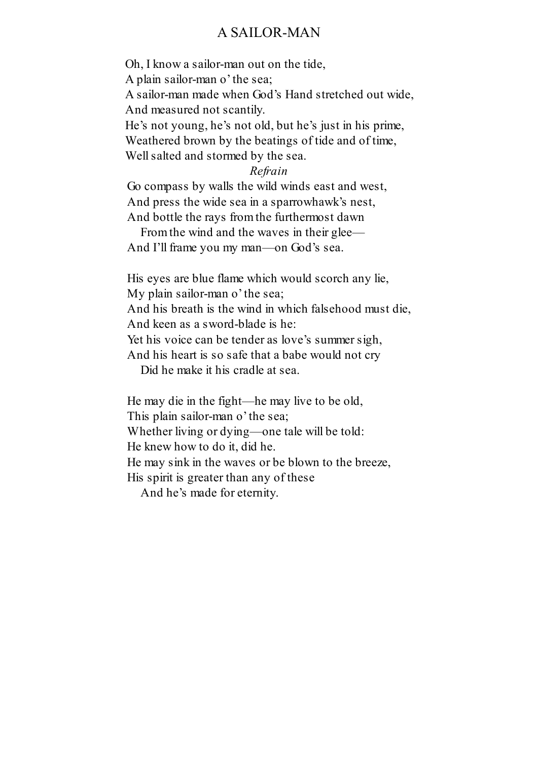# A SAILOR-MAN

Oh, I know a sailor-man out on the tide,
A plain sailor-man o' the sea;
A sailor-man made when God's Hand stretched out wide,
And measured not scantily.
He's not young, he's not old, but he's just in his prime,
Weathered brown by the beatings of tide and of time,
Well salted and stormed by the sea.

*Refrain*

Go compass by walls the wild winds east and west,
And press the wide sea in a sparrowhawk's nest,
And bottle the rays from the furthermost dawn
  From the wind and the waves in their glee—
And I'll frame you my man—on God's sea.

His eyes are blue flame which would scorch any lie,
My plain sailor-man o' the sea;
And his breath is the wind in which falsehood must die,
And keen as a sword-blade is he:
Yet his voice can be tender as love's summer sigh,
And his heart is so safe that a babe would not cry
  Did he make it his cradle at sea.

He may die in the fight—he may live to be old,
This plain sailor-man o' the sea;
Whether living or dying—one tale will be told:
He knew how to do it, did he.
He may sink in the waves or be blown to the breeze,
His spirit is greater than any of these
  And he's made for eternity.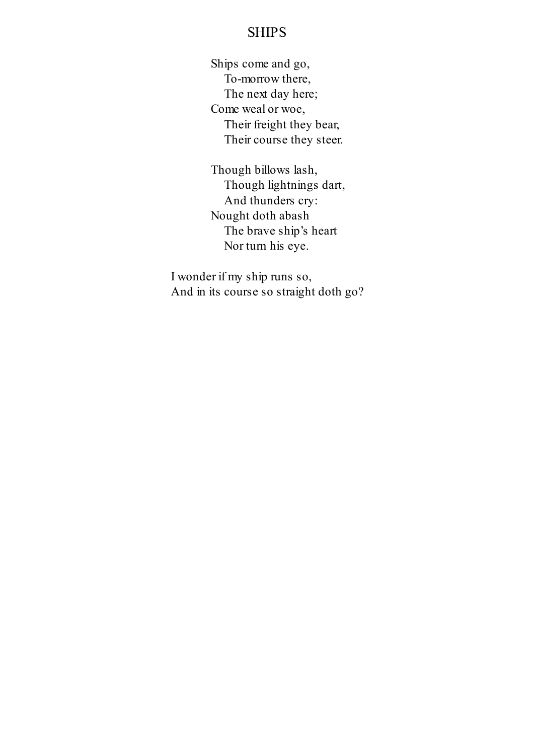# SHIPS

Ships come and go,  
&nbsp;&nbsp;&nbsp;&nbsp;To-morrow there,  
&nbsp;&nbsp;&nbsp;&nbsp;The next day here;  
Come weal or woe,  
&nbsp;&nbsp;&nbsp;&nbsp;Their freight they bear,  
&nbsp;&nbsp;&nbsp;&nbsp;Their course they steer.

Though billows lash,  
&nbsp;&nbsp;&nbsp;&nbsp;Though lightnings dart,  
&nbsp;&nbsp;&nbsp;&nbsp;And thunders cry:  
Nought doth abash  
&nbsp;&nbsp;&nbsp;&nbsp;The brave ship's heart  
&nbsp;&nbsp;&nbsp;&nbsp;Nor turn his eye.

I wonder if my ship runs so,  
And in its course so straight doth go?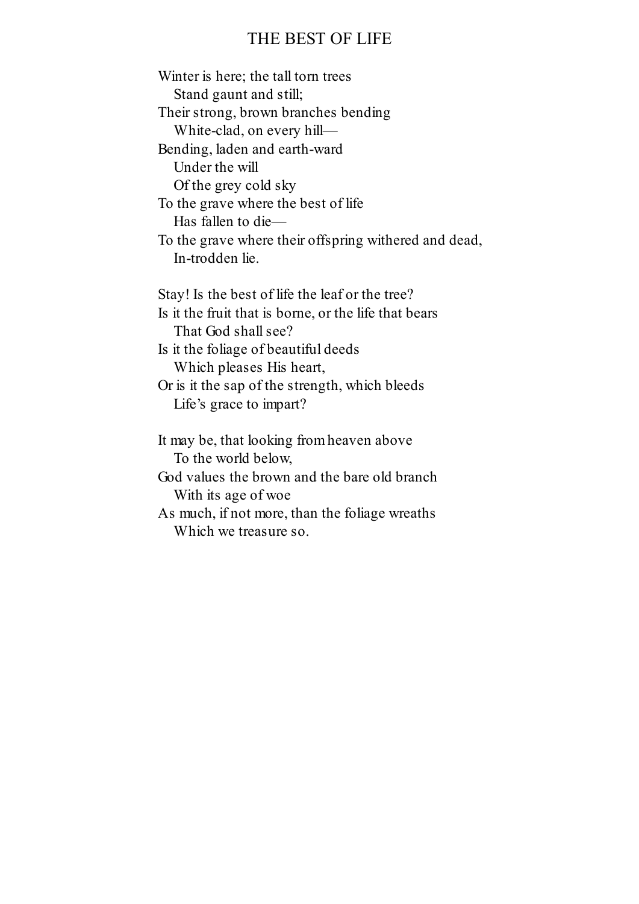# THE BEST OF LIFE

Winter is here; the tall torn trees  
&nbsp;&nbsp;&nbsp;&nbsp;Stand gaunt and still;  
Their strong, brown branches bending  
&nbsp;&nbsp;&nbsp;&nbsp;White-clad, on every hill—  
Bending, laden and earth-ward  
&nbsp;&nbsp;&nbsp;&nbsp;Under the will  
&nbsp;&nbsp;&nbsp;&nbsp;Of the grey cold sky  
To the grave where the best of life  
&nbsp;&nbsp;&nbsp;&nbsp;Has fallen to die—  
To the grave where their offspring withered and dead,  
&nbsp;&nbsp;&nbsp;&nbsp;In-trodden lie.

Stay! Is the best of life the leaf or the tree?  
Is it the fruit that is borne, or the life that bears  
&nbsp;&nbsp;&nbsp;&nbsp;That God shall see?  
Is it the foliage of beautiful deeds  
&nbsp;&nbsp;&nbsp;&nbsp;Which pleases His heart,  
Or is it the sap of the strength, which bleeds  
&nbsp;&nbsp;&nbsp;&nbsp;Life's grace to impart?

It may be, that looking from heaven above  
&nbsp;&nbsp;&nbsp;&nbsp;To the world below,  
God values the brown and the bare old branch  
&nbsp;&nbsp;&nbsp;&nbsp;With its age of woe  
As much, if not more, than the foliage wreaths  
&nbsp;&nbsp;&nbsp;&nbsp;Which we treasure so.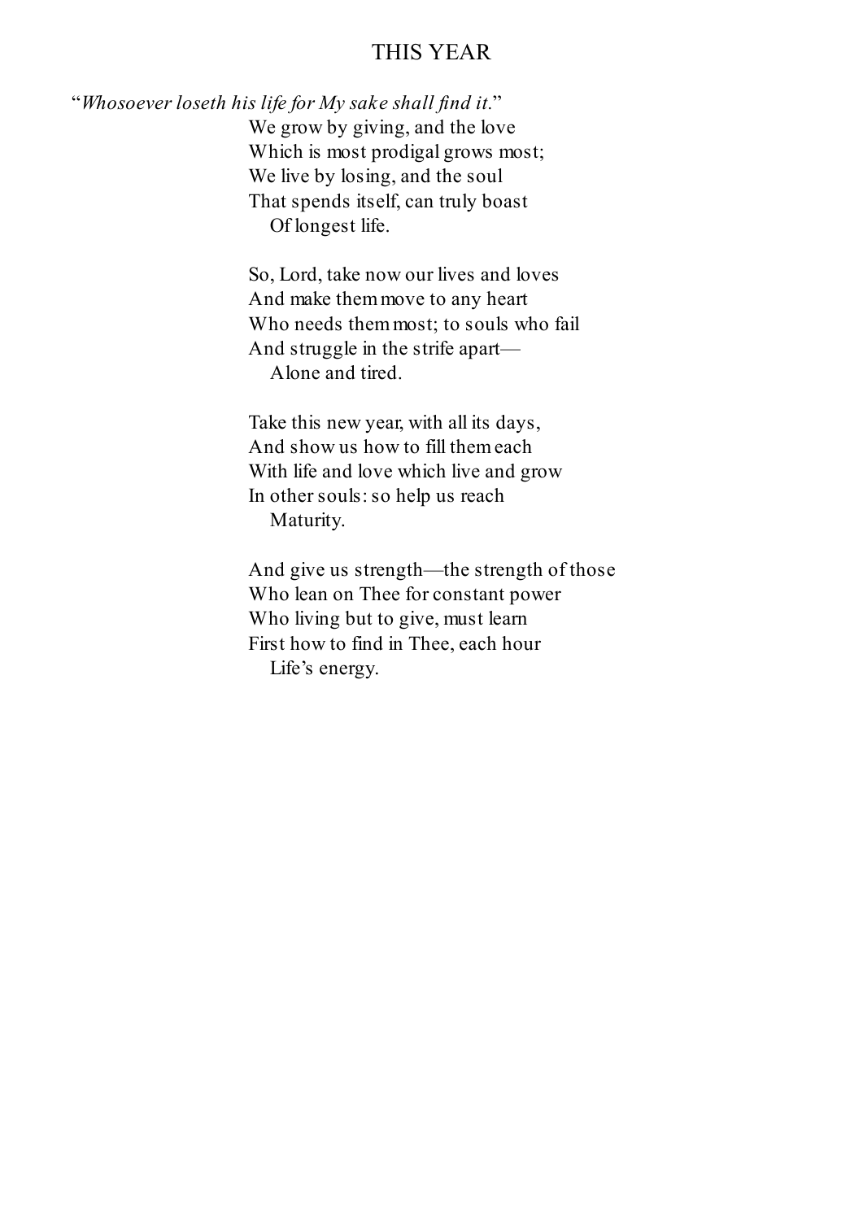# THIS YEAR

"*Whosoever loseth his life for My sake shall find it.*"

We grow by giving, and the love  
Which is most prodigal grows most;  
We live by losing, and the soul  
That spends itself, can truly boast  
Of longest life.

So, Lord, take now our lives and loves  
And make them move to any heart  
Who needs them most; to souls who fail  
And struggle in the strife apart—  
Alone and tired.

Take this new year, with all its days,  
And show us how to fill them each  
With life and love which live and grow  
In other souls: so help us reach  
Maturity.

And give us strength—the strength of those  
Who lean on Thee for constant power  
Who living but to give, must learn  
First how to find in Thee, each hour  
Life's energy.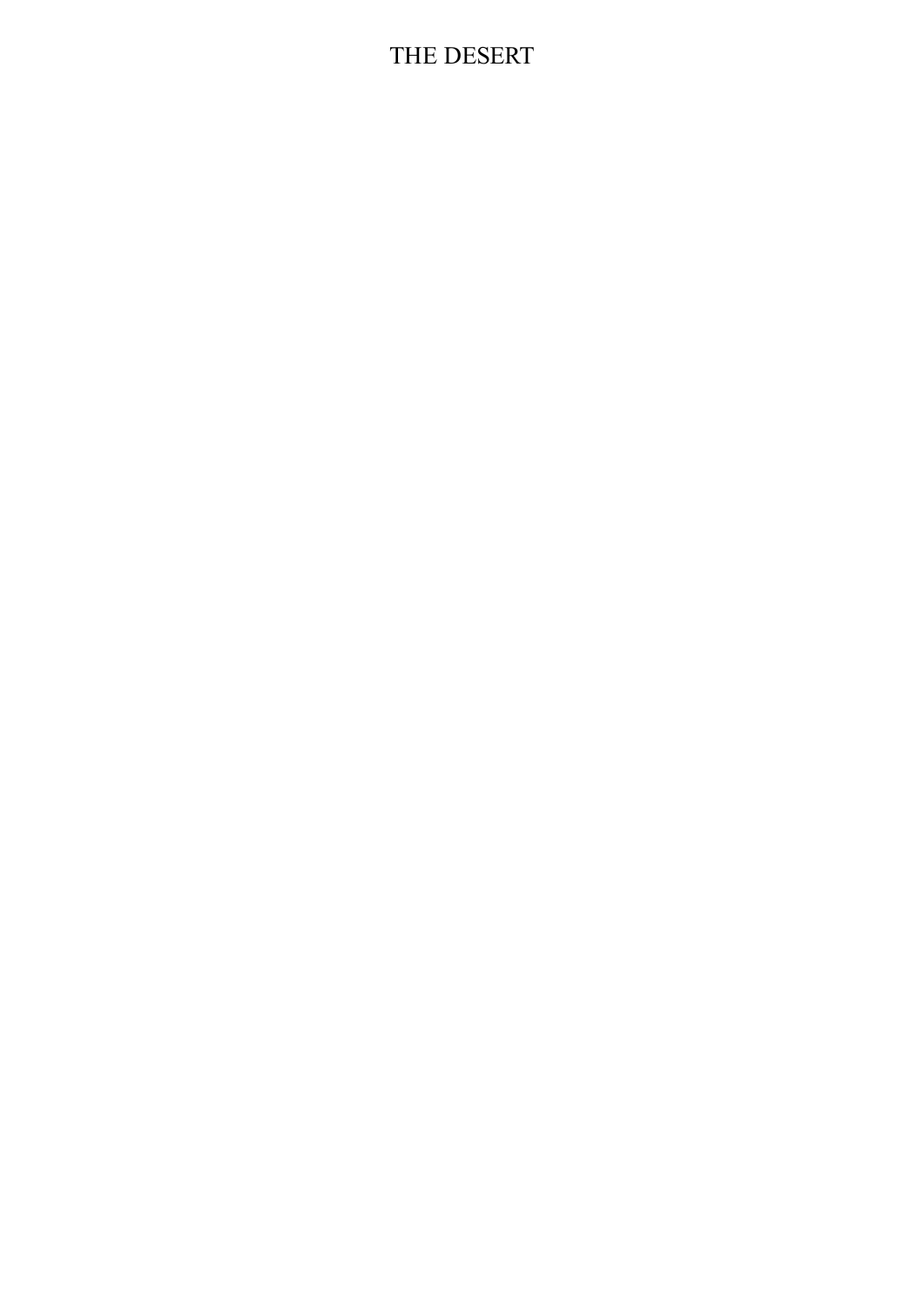# THE DESERT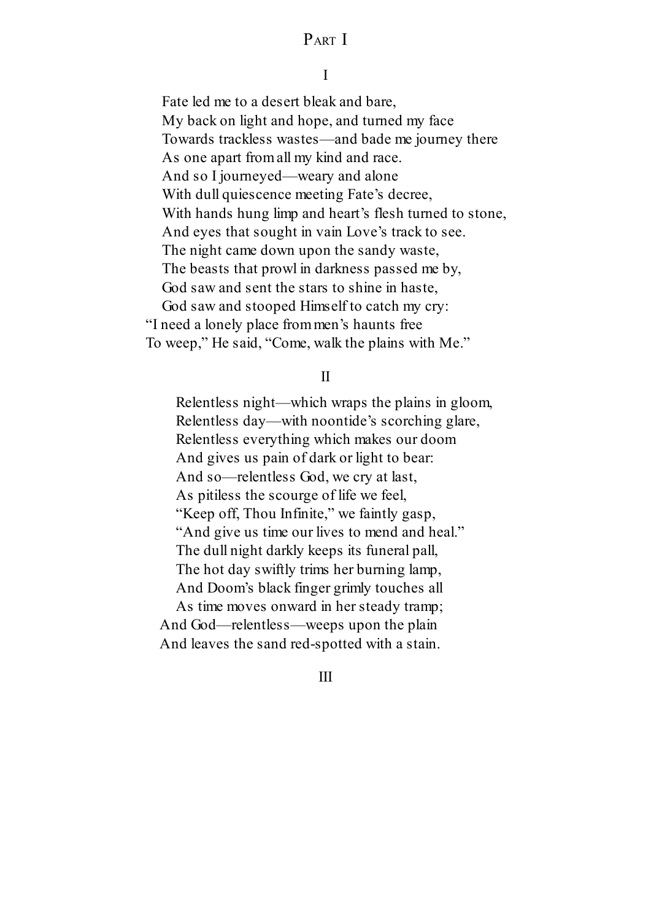## Part I

### I

Fate led me to a desert bleak and bare,
My back on light and hope, and turned my face
Towards trackless wastes—and bade me journey there
As one apart from all my kind and race.
And so I journeyed—weary and alone
With dull quiescence meeting Fate's decree,
With hands hung limp and heart's flesh turned to stone,
And eyes that sought in vain Love's track to see.
The night came down upon the sandy waste,
The beasts that prowl in darkness passed me by,
God saw and sent the stars to shine in haste,
God saw and stooped Himself to catch my cry:
"I need a lonely place from men's haunts free
To weep," He said, "Come, walk the plains with Me."

### II

Relentless night—which wraps the plains in gloom,
Relentless day—with noontide's scorching glare,
Relentless everything which makes our doom
And gives us pain of dark or light to bear:
And so—relentless God, we cry at last,
As pitiless the scourge of life we feel,
"Keep off, Thou Infinite," we faintly gasp,
"And give us time our lives to mend and heal."
The dull night darkly keeps its funeral pall,
The hot day swiftly trims her burning lamp,
And Doom's black finger grimly touches all
As time moves onward in her steady tramp;
And God—relentless—weeps upon the plain
And leaves the sand red-spotted with a stain.

### III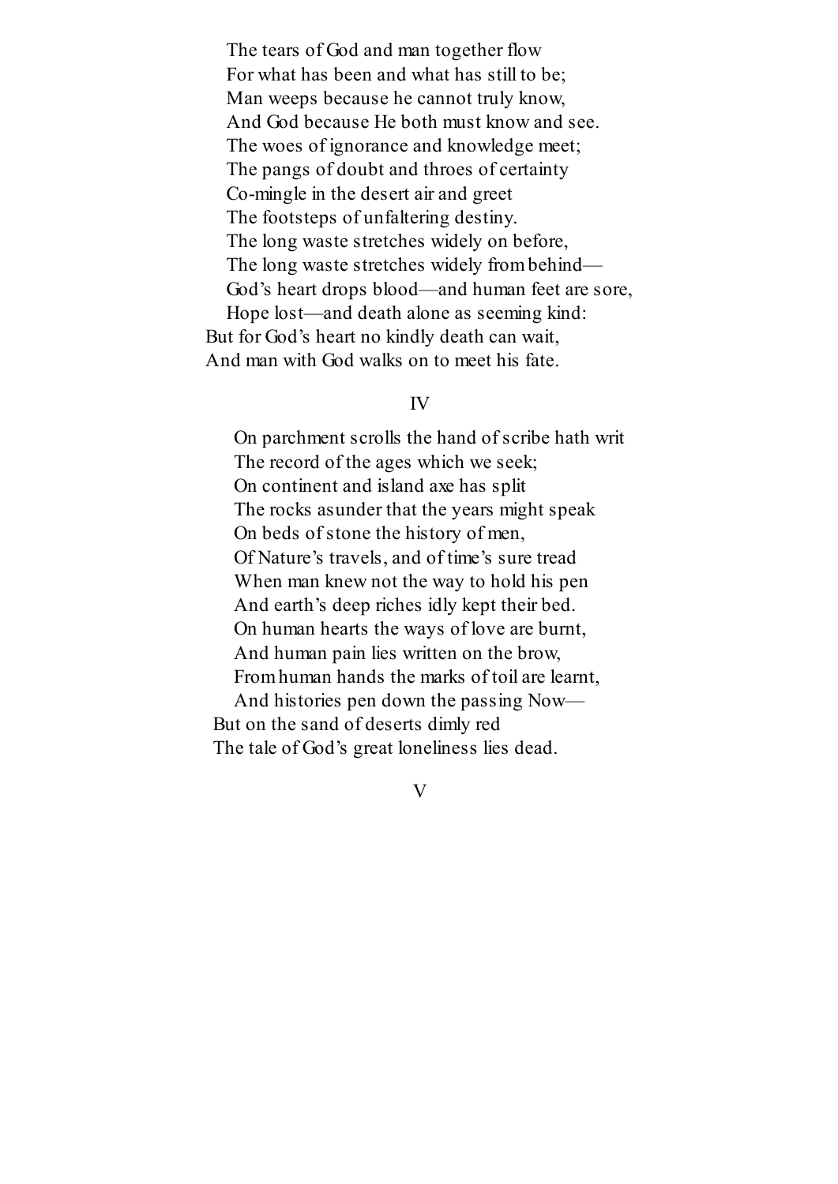The tears of God and man together flow  
For what has been and what has still to be;  
Man weeps because he cannot truly know,  
And God because He both must know and see.  
The woes of ignorance and knowledge meet;  
The pangs of doubt and throes of certainty  
Co-mingle in the desert air and greet  
The footsteps of unfaltering destiny.  
The long waste stretches widely on before,  
The long waste stretches widely from behind—  
God's heart drops blood—and human feet are sore,  
Hope lost—and death alone as seeming kind:  
But for God's heart no kindly death can wait,  
And man with God walks on to meet his fate.

## IV

On parchment scrolls the hand of scribe hath writ  
The record of the ages which we seek;  
On continent and island axe has split  
The rocks asunder that the years might speak  
On beds of stone the history of men,  
Of Nature's travels, and of time's sure tread  
When man knew not the way to hold his pen  
And earth's deep riches idly kept their bed.  
On human hearts the ways of love are burnt,  
And human pain lies written on the brow,  
From human hands the marks of toil are learnt,  
And histories pen down the passing Now—  
But on the sand of deserts dimly red  
The tale of God's great loneliness lies dead.

## V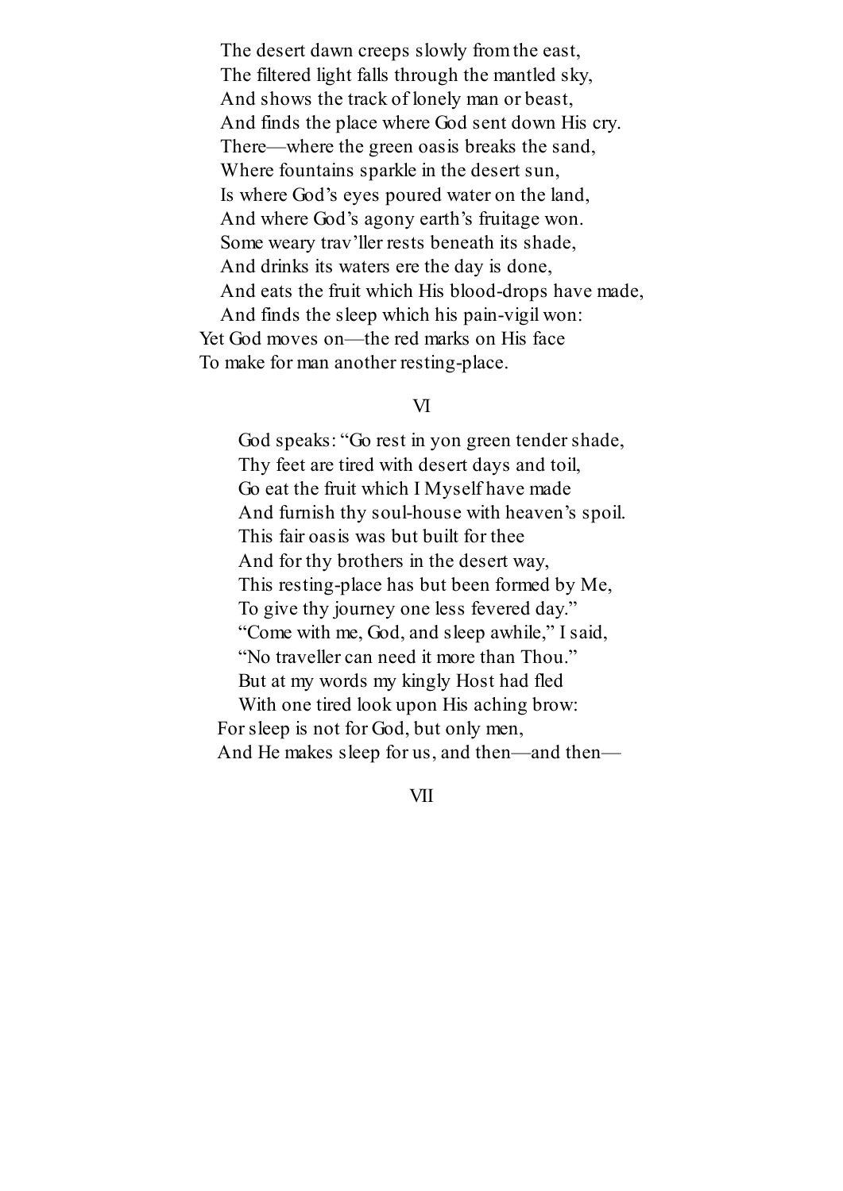The desert dawn creeps slowly from the east,  
The filtered light falls through the mantled sky,  
And shows the track of lonely man or beast,  
And finds the place where God sent down His cry.  
There—where the green oasis breaks the sand,  
Where fountains sparkle in the desert sun,  
Is where God's eyes poured water on the land,  
And where God's agony earth's fruitage won.  
Some weary trav'ller rests beneath its shade,  
And drinks its waters ere the day is done,  
And eats the fruit which His blood-drops have made,  
And finds the sleep which his pain-vigil won:  
Yet God moves on—the red marks on His face  
To make for man another resting-place.

## VI

God speaks: "Go rest in yon green tender shade,  
Thy feet are tired with desert days and toil,  
Go eat the fruit which I Myself have made  
And furnish thy soul-house with heaven's spoil.  
This fair oasis was but built for thee  
And for thy brothers in the desert way,  
This resting-place has but been formed by Me,  
To give thy journey one less fevered day."  
"Come with me, God, and sleep awhile," I said,  
"No traveller can need it more than Thou."  
But at my words my kingly Host had fled  
With one tired look upon His aching brow:  
For sleep is not for God, but only men,  
And He makes sleep for us, and then—and then—

## VII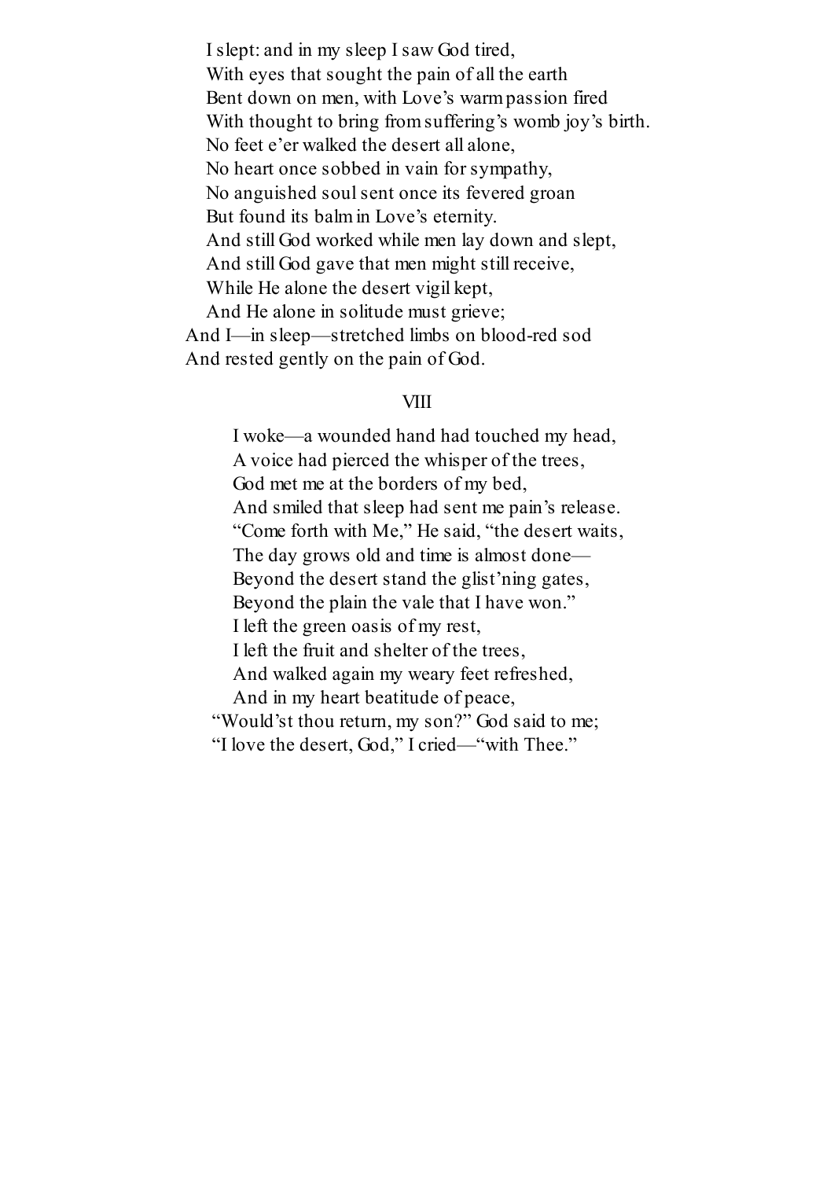I slept: and in my sleep I saw God tired,
With eyes that sought the pain of all the earth
Bent down on men, with Love's warm passion fired
With thought to bring from suffering's womb joy's birth.
No feet e'er walked the desert all alone,
No heart once sobbed in vain for sympathy,
No anguished soul sent once its fevered groan
But found its balm in Love's eternity.
And still God worked while men lay down and slept,
And still God gave that men might still receive,
While He alone the desert vigil kept,
And He alone in solitude must grieve;
And I—in sleep—stretched limbs on blood-red sod
And rested gently on the pain of God.

## VIII

I woke—a wounded hand had touched my head,
A voice had pierced the whisper of the trees,
God met me at the borders of my bed,
And smiled that sleep had sent me pain's release.
"Come forth with Me," He said, "the desert waits,
The day grows old and time is almost done—
Beyond the desert stand the glist'ning gates,
Beyond the plain the vale that I have won."
I left the green oasis of my rest,
I left the fruit and shelter of the trees,
And walked again my weary feet refreshed,
And in my heart beatitude of peace,
"Would'st thou return, my son?" God said to me;
"I love the desert, God," I cried—"with Thee."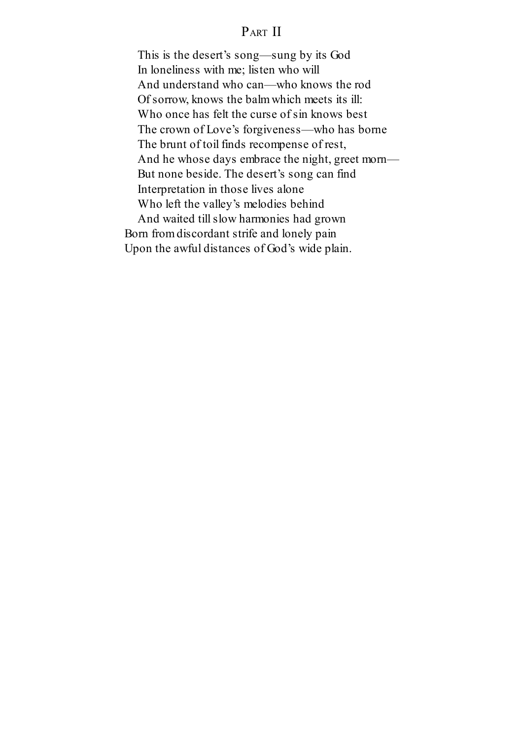## Part II

This is the desert's song—sung by its God
In loneliness with me; listen who will
And understand who can—who knows the rod
Of sorrow, knows the balm which meets its ill:
Who once has felt the curse of sin knows best
The crown of Love's forgiveness—who has borne
The brunt of toil finds recompense of rest,
And he whose days embrace the night, greet morn—
But none beside. The desert's song can find
Interpretation in those lives alone
Who left the valley's melodies behind
And waited till slow harmonies had grown
Born from discordant strife and lonely pain
Upon the awful distances of God's wide plain.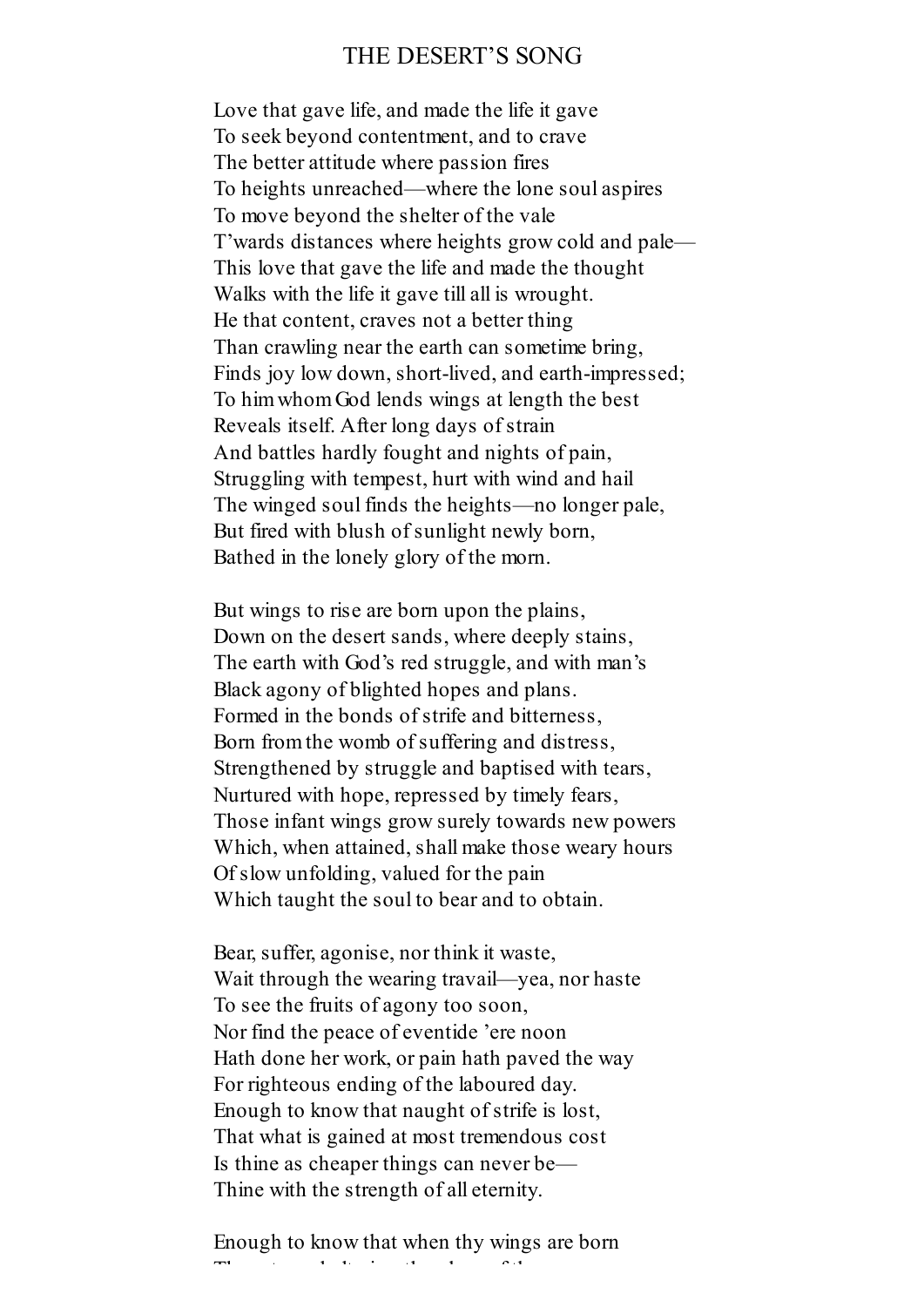# THE DESERT'S SONG

Love that gave life, and made the life it gave
To seek beyond contentment, and to crave
The better attitude where passion fires
To heights unreached—where the lone soul aspires
To move beyond the shelter of the vale
T'wards distances where heights grow cold and pale—
This love that gave the life and made the thought
Walks with the life it gave till all is wrought.
He that content, craves not a better thing
Than crawling near the earth can sometime bring,
Finds joy low down, short-lived, and earth-impressed;
To him whom God lends wings at length the best
Reveals itself. After long days of strain
And battles hardly fought and nights of pain,
Struggling with tempest, hurt with wind and hail
The winged soul finds the heights—no longer pale,
But fired with blush of sunlight newly born,
Bathed in the lonely glory of the morn.

But wings to rise are born upon the plains,
Down on the desert sands, where deeply stains,
The earth with God's red struggle, and with man's
Black agony of blighted hopes and plans.
Formed in the bonds of strife and bitterness,
Born from the womb of suffering and distress,
Strengthened by struggle and baptised with tears,
Nurtured with hope, repressed by timely fears,
Those infant wings grow surely towards new powers
Which, when attained, shall make those weary hours
Of slow unfolding, valued for the pain
Which taught the soul to bear and to obtain.

Bear, suffer, agonise, nor think it waste,
Wait through the wearing travail—yea, nor haste
To see the fruits of agony too soon,
Nor find the peace of eventide 'ere noon
Hath done her work, or pain hath paved the way
For righteous ending of the laboured day.
Enough to know that naught of strife is lost,
That what is gained at most tremendous cost
Is thine as cheaper things can never be—
Thine with the strength of all eternity.

Enough to know that when thy wings are born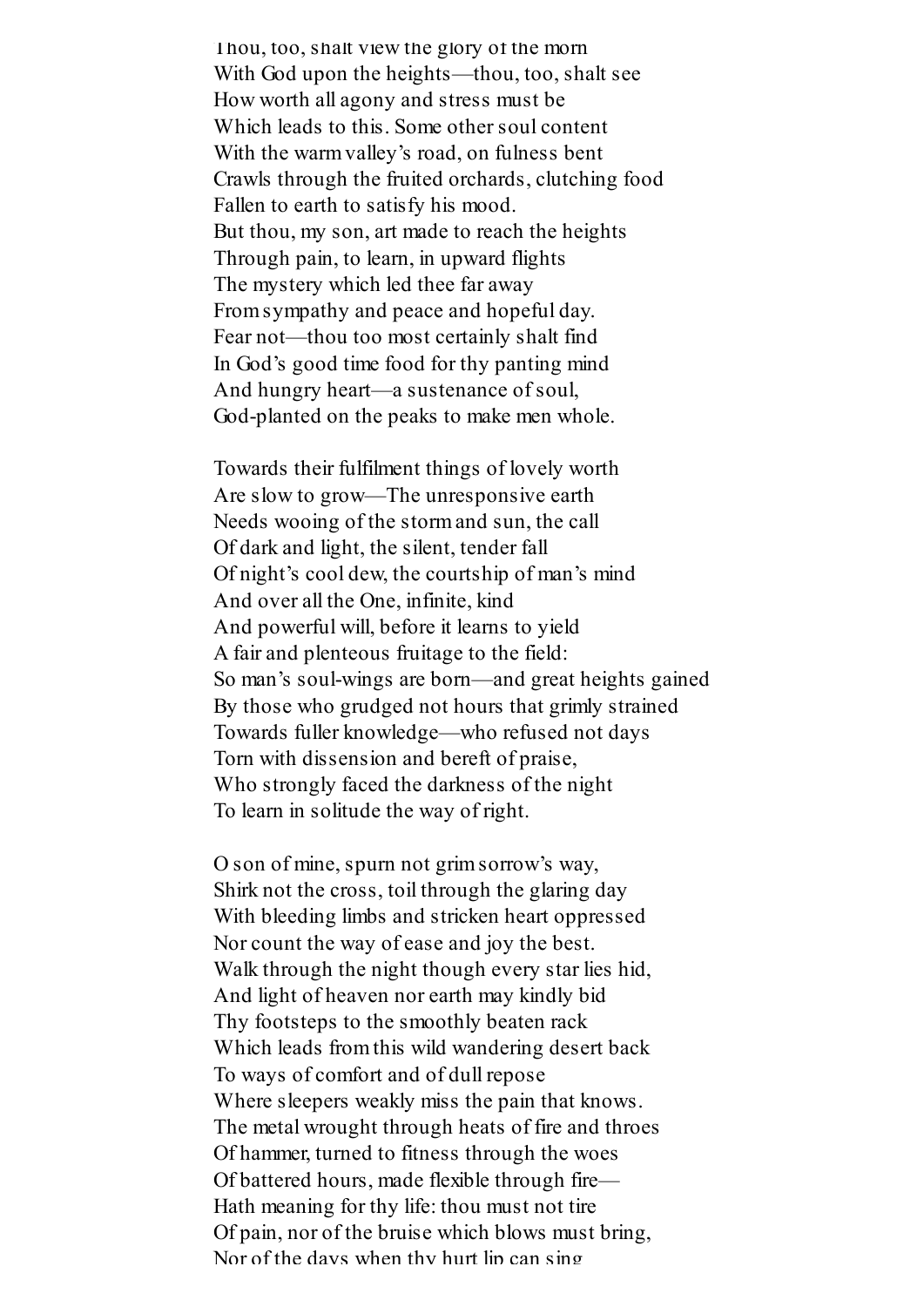Thou, too, shalt view the glory of the morn
With God upon the heights—thou, too, shalt see
How worth all agony and stress must be
Which leads to this. Some other soul content
With the warm valley's road, on fulness bent
Crawls through the fruited orchards, clutching food
Fallen to earth to satisfy his mood.
But thou, my son, art made to reach the heights
Through pain, to learn, in upward flights
The mystery which led thee far away
From sympathy and peace and hopeful day.
Fear not—thou too most certainly shalt find
In God's good time food for thy panting mind
And hungry heart—a sustenance of soul,
God-planted on the peaks to make men whole.

Towards their fulfilment things of lovely worth
Are slow to grow—The unresponsive earth
Needs wooing of the storm and sun, the call
Of dark and light, the silent, tender fall
Of night's cool dew, the courtship of man's mind
And over all the One, infinite, kind
And powerful will, before it learns to yield
A fair and plenteous fruitage to the field:
So man's soul-wings are born—and great heights gained
By those who grudged not hours that grimly strained
Towards fuller knowledge—who refused not days
Torn with dissension and bereft of praise,
Who strongly faced the darkness of the night
To learn in solitude the way of right.

O son of mine, spurn not grim sorrow's way,
Shirk not the cross, toil through the glaring day
With bleeding limbs and stricken heart oppressed
Nor count the way of ease and joy the best.
Walk through the night though every star lies hid,
And light of heaven nor earth may kindly bid
Thy footsteps to the smoothly beaten rack
Which leads from this wild wandering desert back
To ways of comfort and of dull repose
Where sleepers weakly miss the pain that knows.
The metal wrought through heats of fire and throes
Of hammer, turned to fitness through the woes
Of battered hours, made flexible through fire—
Hath meaning for thy life: thou must not tire
Of pain, nor of the bruise which blows must bring,
Nor of the days when thy hurt lip can sing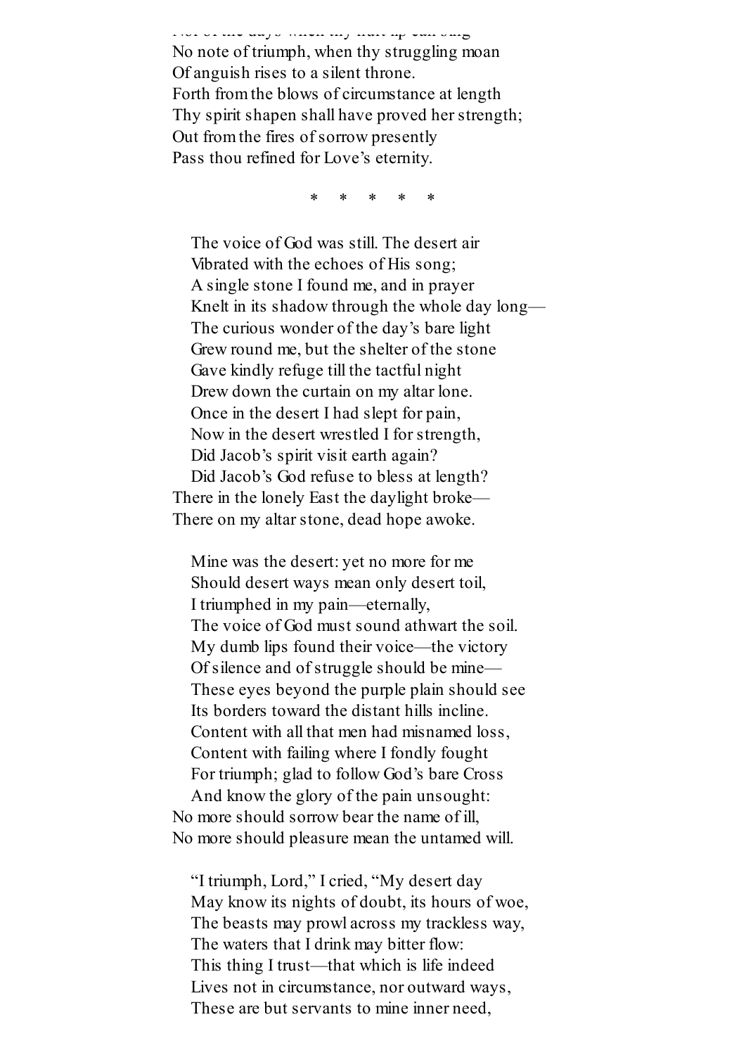Not of the days when thy hurt lip can sing
No note of triumph, when thy struggling moan
Of anguish rises to a silent throne.
Forth from the blows of circumstance at length
Thy spirit shapen shall have proved her strength;
Out from the fires of sorrow presently
Pass thou refined for Love's eternity.

\* \* \* \* \*

The voice of God was still. The desert air
Vibrated with the echoes of His song;
A single stone I found me, and in prayer
Knelt in its shadow through the whole day long—
The curious wonder of the day's bare light
Grew round me, but the shelter of the stone
Gave kindly refuge till the tactful night
Drew down the curtain on my altar lone.
Once in the desert I had slept for pain,
Now in the desert wrestled I for strength,
Did Jacob's spirit visit earth again?
Did Jacob's God refuse to bless at length?
There in the lonely East the daylight broke—
There on my altar stone, dead hope awoke.

Mine was the desert: yet no more for me
Should desert ways mean only desert toil,
I triumphed in my pain—eternally,
The voice of God must sound athwart the soil.
My dumb lips found their voice—the victory
Of silence and of struggle should be mine—
These eyes beyond the purple plain should see
Its borders toward the distant hills incline.
Content with all that men had misnamed loss,
Content with failing where I fondly fought
For triumph; glad to follow God's bare Cross
And know the glory of the pain unsought:
No more should sorrow bear the name of ill,
No more should pleasure mean the untamed will.

"I triumph, Lord," I cried, "My desert day
May know its nights of doubt, its hours of woe,
The beasts may prowl across my trackless way,
The waters that I drink may bitter flow:
This thing I trust—that which is life indeed
Lives not in circumstance, nor outward ways,
These are but servants to mine inner need,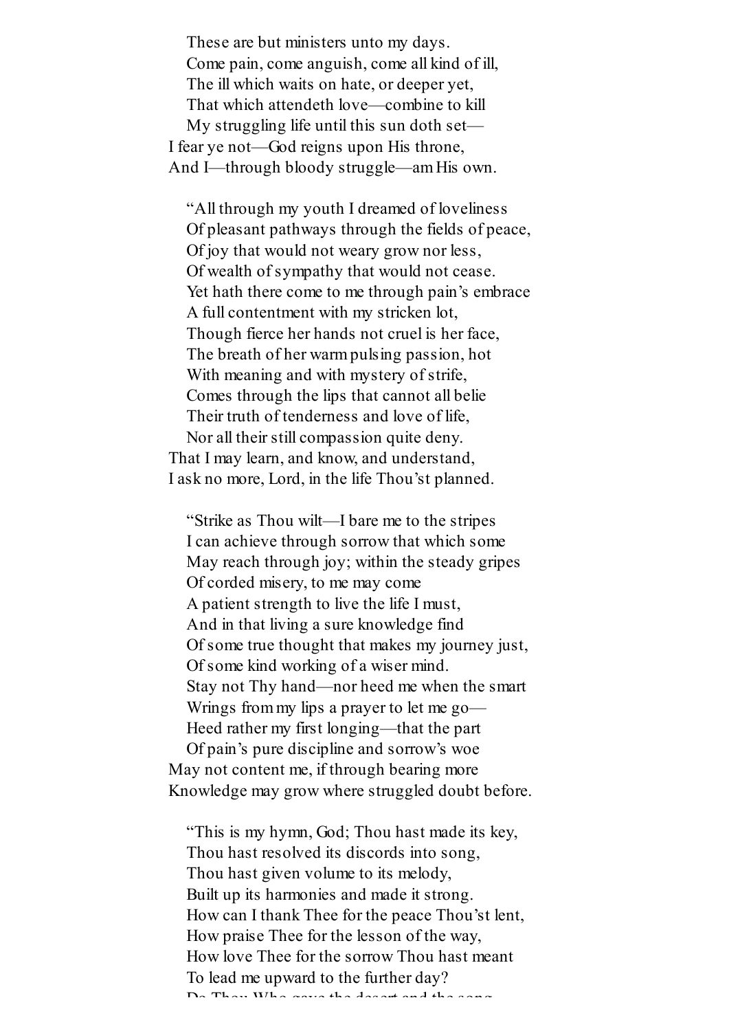These are but ministers unto my days.
Come pain, come anguish, come all kind of ill,
The ill which waits on hate, or deeper yet,
That which attendeth love—combine to kill
My struggling life until this sun doth set—
I fear ye not—God reigns upon His throne,
And I—through bloody struggle—am His own.

"All through my youth I dreamed of loveliness
Of pleasant pathways through the fields of peace,
Of joy that would not weary grow nor less,
Of wealth of sympathy that would not cease.
Yet hath there come to me through pain's embrace
A full contentment with my stricken lot,
Though fierce her hands not cruel is her face,
The breath of her warm pulsing passion, hot
With meaning and with mystery of strife,
Comes through the lips that cannot all belie
Their truth of tenderness and love of life,
Nor all their still compassion quite deny.
That I may learn, and know, and understand,
I ask no more, Lord, in the life Thou'st planned.

"Strike as Thou wilt—I bare me to the stripes
I can achieve through sorrow that which some
May reach through joy; within the steady gripes
Of corded misery, to me may come
A patient strength to live the life I must,
And in that living a sure knowledge find
Of some true thought that makes my journey just,
Of some kind working of a wiser mind.
Stay not Thy hand—nor heed me when the smart
Wrings from my lips a prayer to let me go—
Heed rather my first longing—that the part
Of pain's pure discipline and sorrow's woe
May not content me, if through bearing more
Knowledge may grow where struggled doubt before.

"This is my hymn, God; Thou hast made its key,
Thou hast resolved its discords into song,
Thou hast given volume to its melody,
Built up its harmonies and made it strong.
How can I thank Thee for the peace Thou'st lent,
How praise Thee for the lesson of the way,
How love Thee for the sorrow Thou hast meant
To lead me upward to the further day?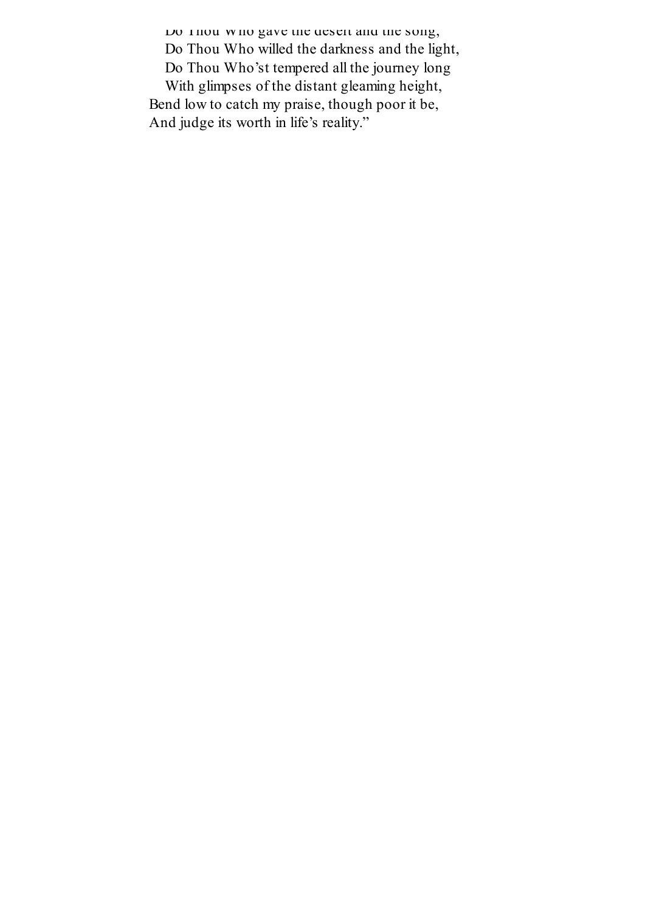Do Thou Who gave the desert and the song,
Do Thou Who willed the darkness and the light,
Do Thou Who'st tempered all the journey long
With glimpses of the distant gleaming height,
Bend low to catch my praise, though poor it be,
And judge its worth in life's reality."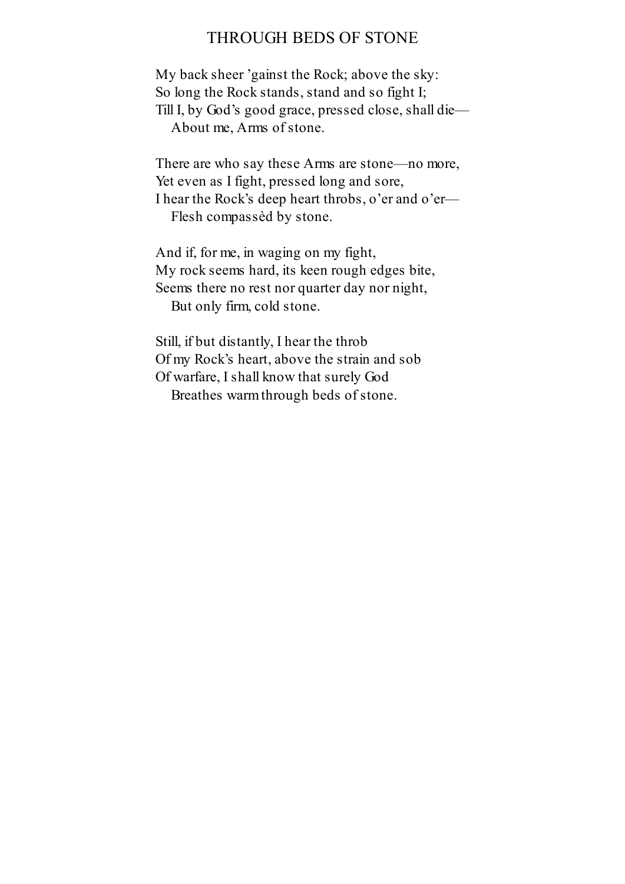## THROUGH BEDS OF STONE

My back sheer ’gainst the Rock; above the sky:
So long the Rock stands, stand and so fight I;
Till I, by God’s good grace, pressed close, shall die—
    About me, Arms of stone.

There are who say these Arms are stone—no more,
Yet even as I fight, pressed long and sore,
I hear the Rock’s deep heart throbs, o’er and o’er—
    Flesh compassèd by stone.

And if, for me, in waging on my fight,
My rock seems hard, its keen rough edges bite,
Seems there no rest nor quarter day nor night,
    But only firm, cold stone.

Still, if but distantly, I hear the throb
Of my Rock’s heart, above the strain and sob
Of warfare, I shall know that surely God
    Breathes warm through beds of stone.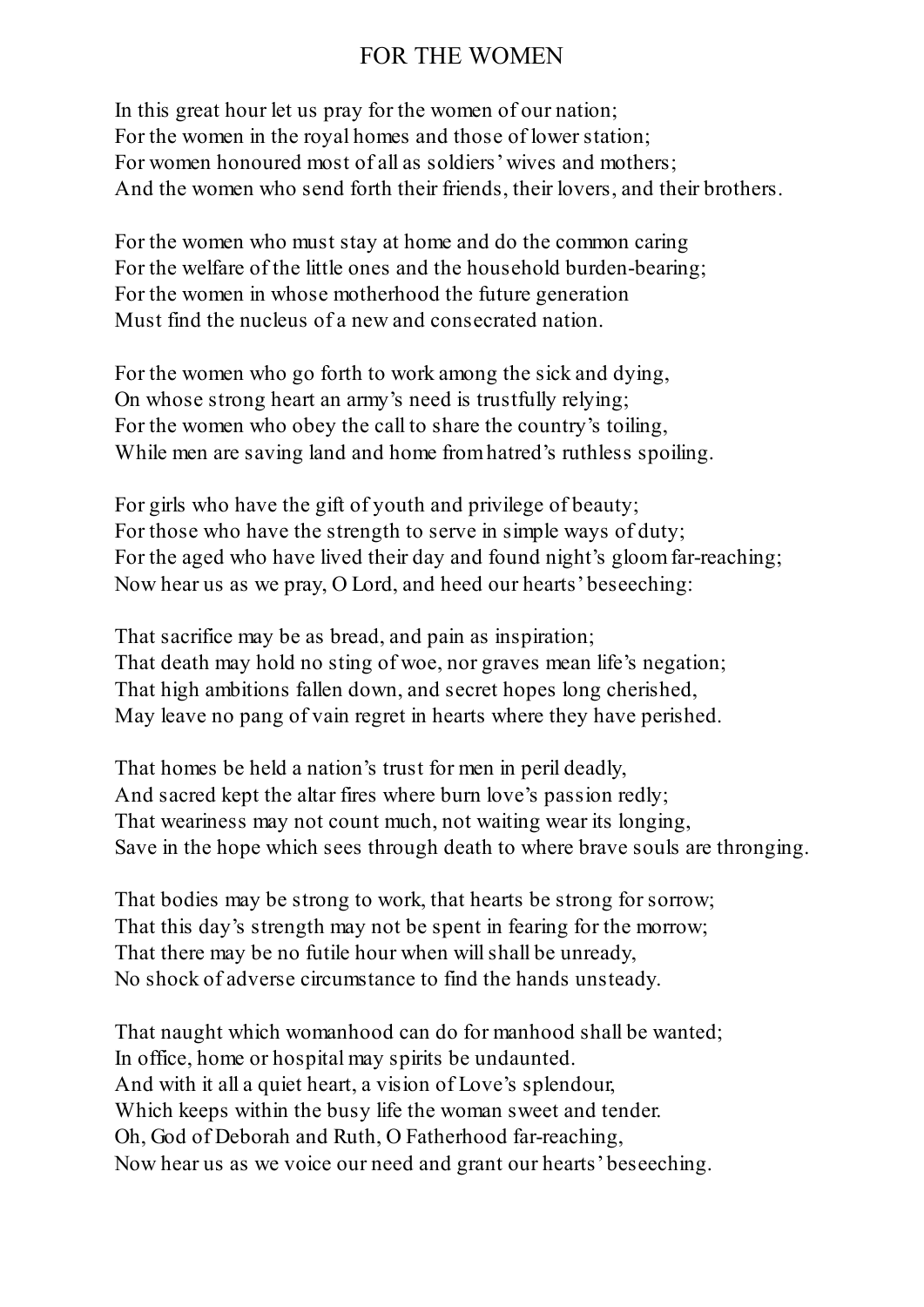# FOR THE WOMEN

In this great hour let us pray for the women of our nation;
For the women in the royal homes and those of lower station;
For women honoured most of all as soldiers' wives and mothers;
And the women who send forth their friends, their lovers, and their brothers.

For the women who must stay at home and do the common caring
For the welfare of the little ones and the household burden-bearing;
For the women in whose motherhood the future generation
Must find the nucleus of a new and consecrated nation.

For the women who go forth to work among the sick and dying,
On whose strong heart an army's need is trustfully relying;
For the women who obey the call to share the country's toiling,
While men are saving land and home from hatred's ruthless spoiling.

For girls who have the gift of youth and privilege of beauty;
For those who have the strength to serve in simple ways of duty;
For the aged who have lived their day and found night's gloom far-reaching;
Now hear us as we pray, O Lord, and heed our hearts' beseeching:

That sacrifice may be as bread, and pain as inspiration;
That death may hold no sting of woe, nor graves mean life's negation;
That high ambitions fallen down, and secret hopes long cherished,
May leave no pang of vain regret in hearts where they have perished.

That homes be held a nation's trust for men in peril deadly,
And sacred kept the altar fires where burn love's passion redly;
That weariness may not count much, not waiting wear its longing,
Save in the hope which sees through death to where brave souls are thronging.

That bodies may be strong to work, that hearts be strong for sorrow;
That this day's strength may not be spent in fearing for the morrow;
That there may be no futile hour when will shall be unready,
No shock of adverse circumstance to find the hands unsteady.

That naught which womanhood can do for manhood shall be wanted;
In office, home or hospital may spirits be undaunted.
And with it all a quiet heart, a vision of Love's splendour,
Which keeps within the busy life the woman sweet and tender.
Oh, God of Deborah and Ruth, O Fatherhood far-reaching,
Now hear us as we voice our need and grant our hearts' beseeching.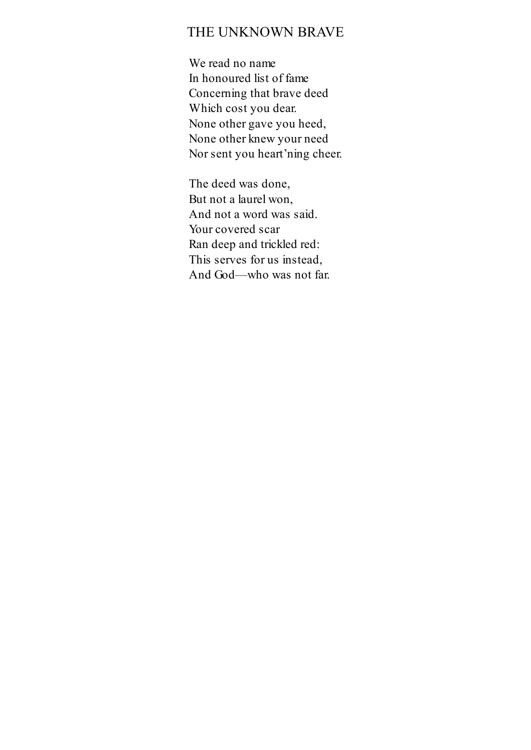## THE UNKNOWN BRAVE

We read no name  
In honoured list of fame  
Concerning that brave deed  
Which cost you dear.  
None other gave you heed,  
None other knew your need  
Nor sent you heart'ning cheer.

The deed was done,  
But not a laurel won,  
And not a word was said.  
Your covered scar  
Ran deep and trickled red:  
This serves for us instead,  
And God—who was not far.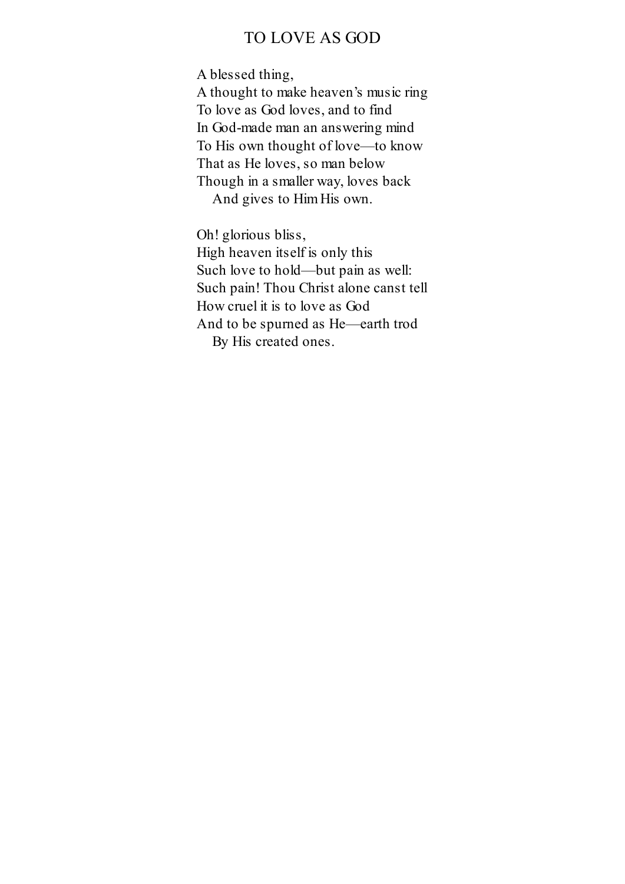# TO LOVE AS GOD

A blessed thing,
A thought to make heaven's music ring
To love as God loves, and to find
In God-made man an answering mind
To His own thought of love—to know
That as He loves, so man below
Though in a smaller way, loves back
  And gives to Him His own.

Oh! glorious bliss,
High heaven itself is only this
Such love to hold—but pain as well:
Such pain! Thou Christ alone canst tell
How cruel it is to love as God
And to be spurned as He—earth trod
  By His created ones.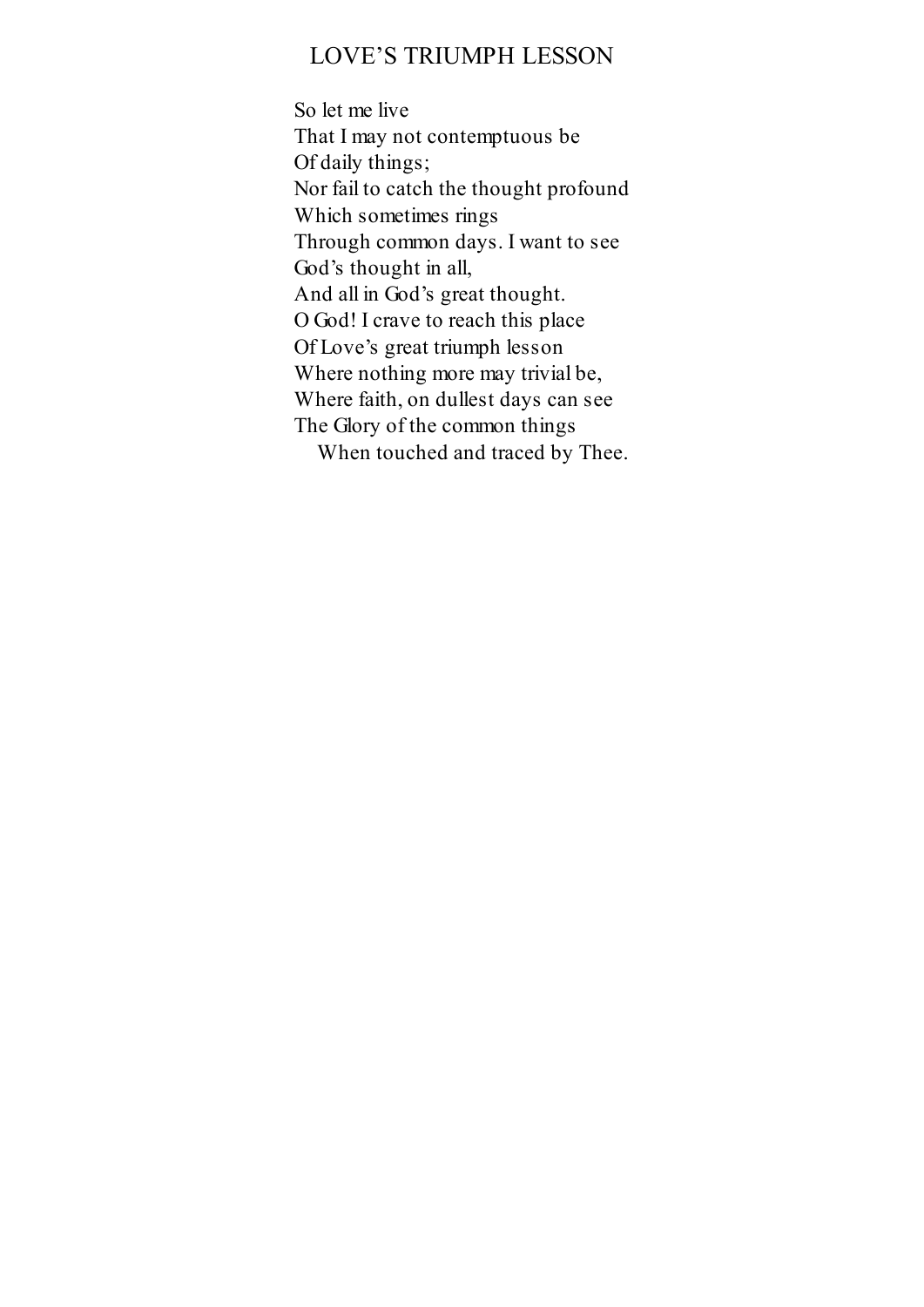## LOVE'S TRIUMPH LESSON

So let me live  
That I may not contemptuous be  
Of daily things;  
Nor fail to catch the thought profound  
Which sometimes rings  
Through common days. I want to see  
God's thought in all,  
And all in God's great thought.  
O God! I crave to reach this place  
Of Love's great triumph lesson  
Where nothing more may trivial be,  
Where faith, on dullest days can see  
The Glory of the common things  
    When touched and traced by Thee.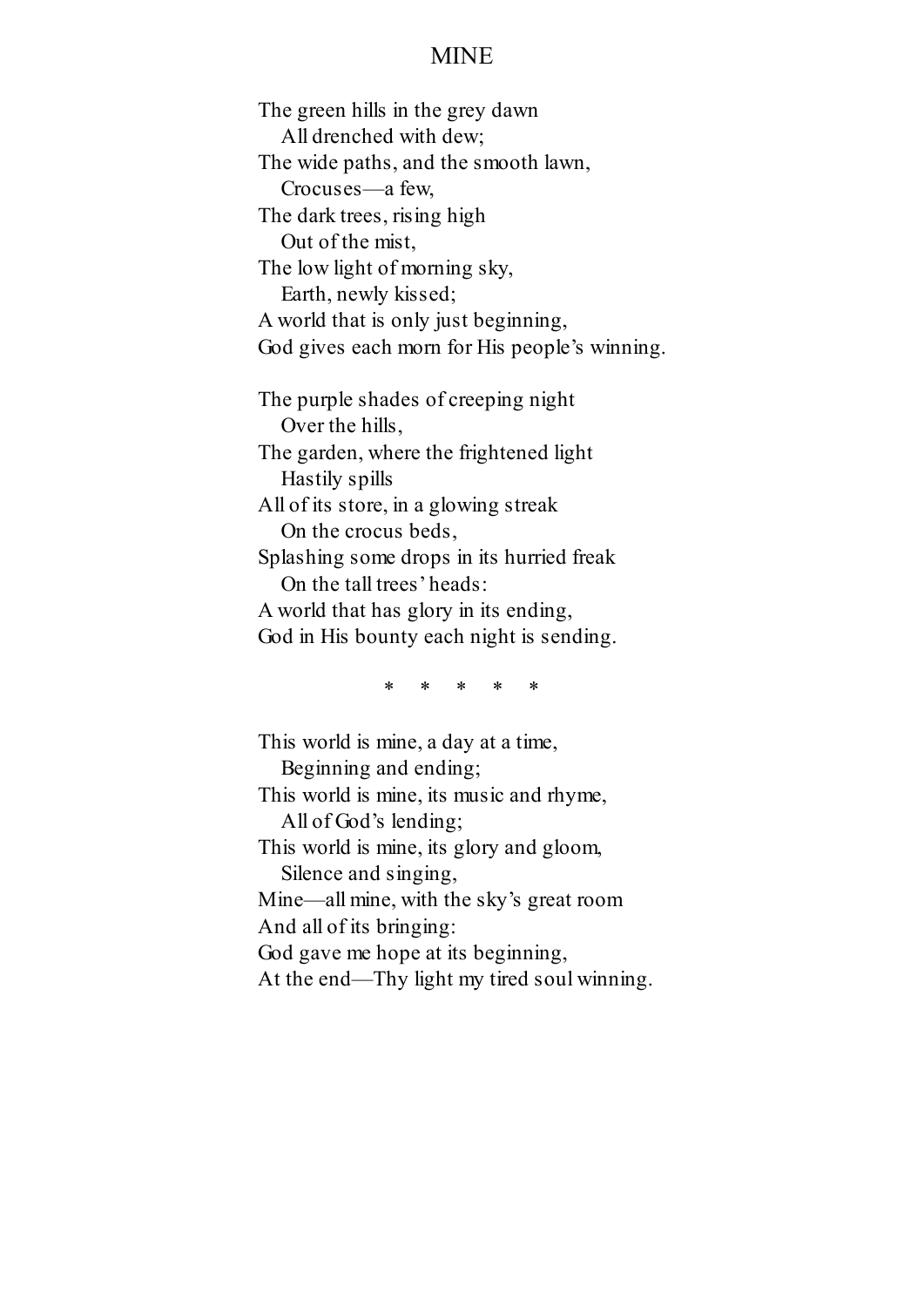# MINE

The green hills in the grey dawn  
   All drenched with dew;  
The wide paths, and the smooth lawn,  
   Crocuses—a few,  
The dark trees, rising high  
   Out of the mist,  
The low light of morning sky,  
   Earth, newly kissed;  
A world that is only just beginning,  
God gives each morn for His people’s winning.

The purple shades of creeping night  
   Over the hills,  
The garden, where the frightened light  
   Hastily spills  
All of its store, in a glowing streak  
   On the crocus beds,  
Splashing some drops in its hurried freak  
   On the tall trees’ heads:  
A world that has glory in its ending,  
God in His bounty each night is sending.

\*    \*    \*    \*    \*

This world is mine, a day at a time,  
   Beginning and ending;  
This world is mine, its music and rhyme,  
   All of God’s lending;  
This world is mine, its glory and gloom,  
   Silence and singing,  
Mine—all mine, with the sky’s great room  
And all of its bringing:  
God gave me hope at its beginning,  
At the end—Thy light my tired soul winning.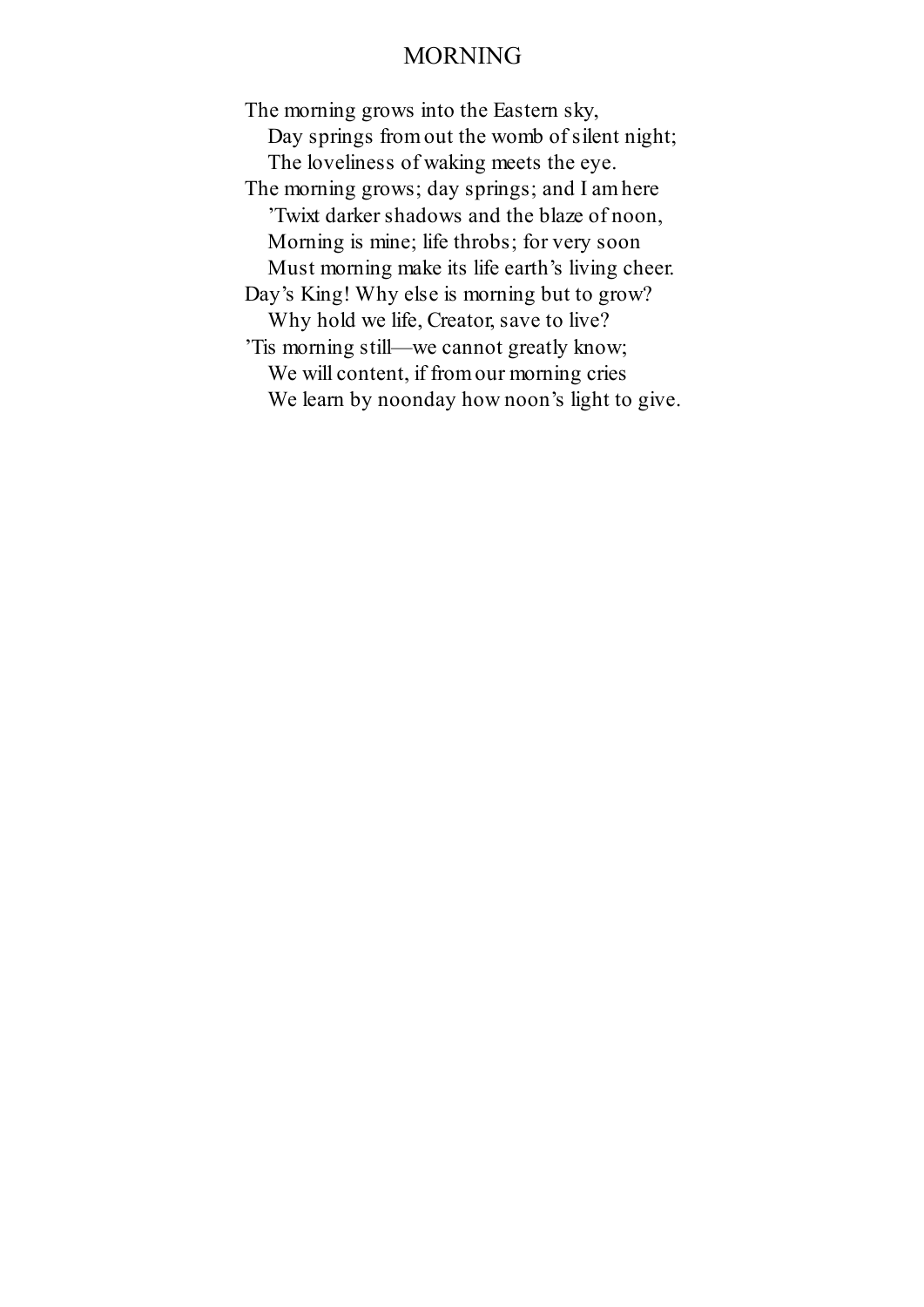## MORNING

The morning grows into the Eastern sky,  
   Day springs from out the womb of silent night;  
   The loveliness of waking meets the eye.  
The morning grows; day springs; and I am here  
   'Twixt darker shadows and the blaze of noon,  
   Morning is mine; life throbs; for very soon  
   Must morning make its life earth's living cheer.  
Day's King! Why else is morning but to grow?  
   Why hold we life, Creator, save to live?  
'Tis morning still—we cannot greatly know;  
   We will content, if from our morning cries  
   We learn by noonday how noon's light to give.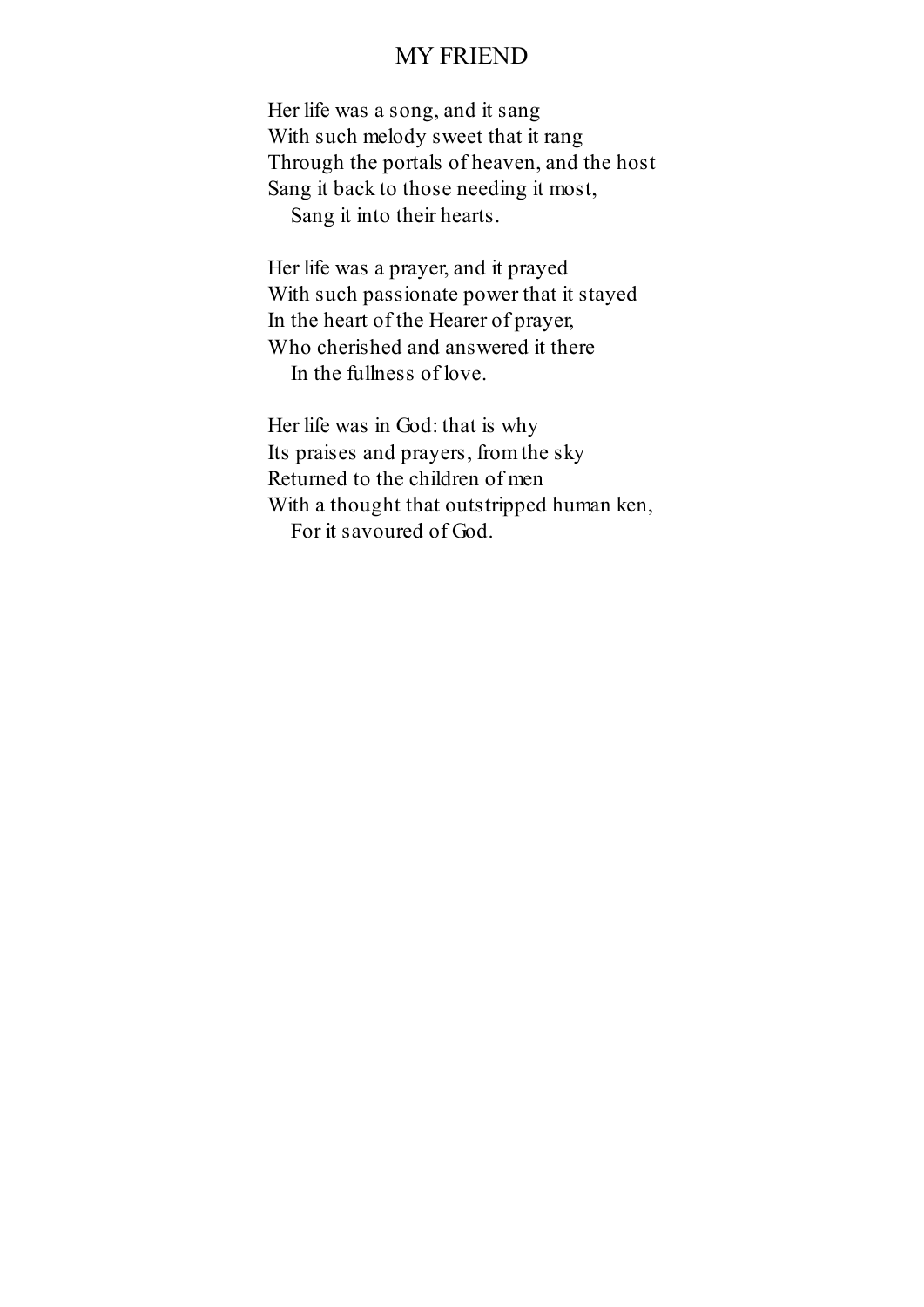# MY FRIEND

Her life was a song, and it sang  
With such melody sweet that it rang  
Through the portals of heaven, and the host  
Sang it back to those needing it most,  
&nbsp;&nbsp;&nbsp;&nbsp;Sang it into their hearts.

Her life was a prayer, and it prayed  
With such passionate power that it stayed  
In the heart of the Hearer of prayer,  
Who cherished and answered it there  
&nbsp;&nbsp;&nbsp;&nbsp;In the fullness of love.

Her life was in God: that is why  
Its praises and prayers, from the sky  
Returned to the children of men  
With a thought that outstripped human ken,  
&nbsp;&nbsp;&nbsp;&nbsp;For it savoured of God.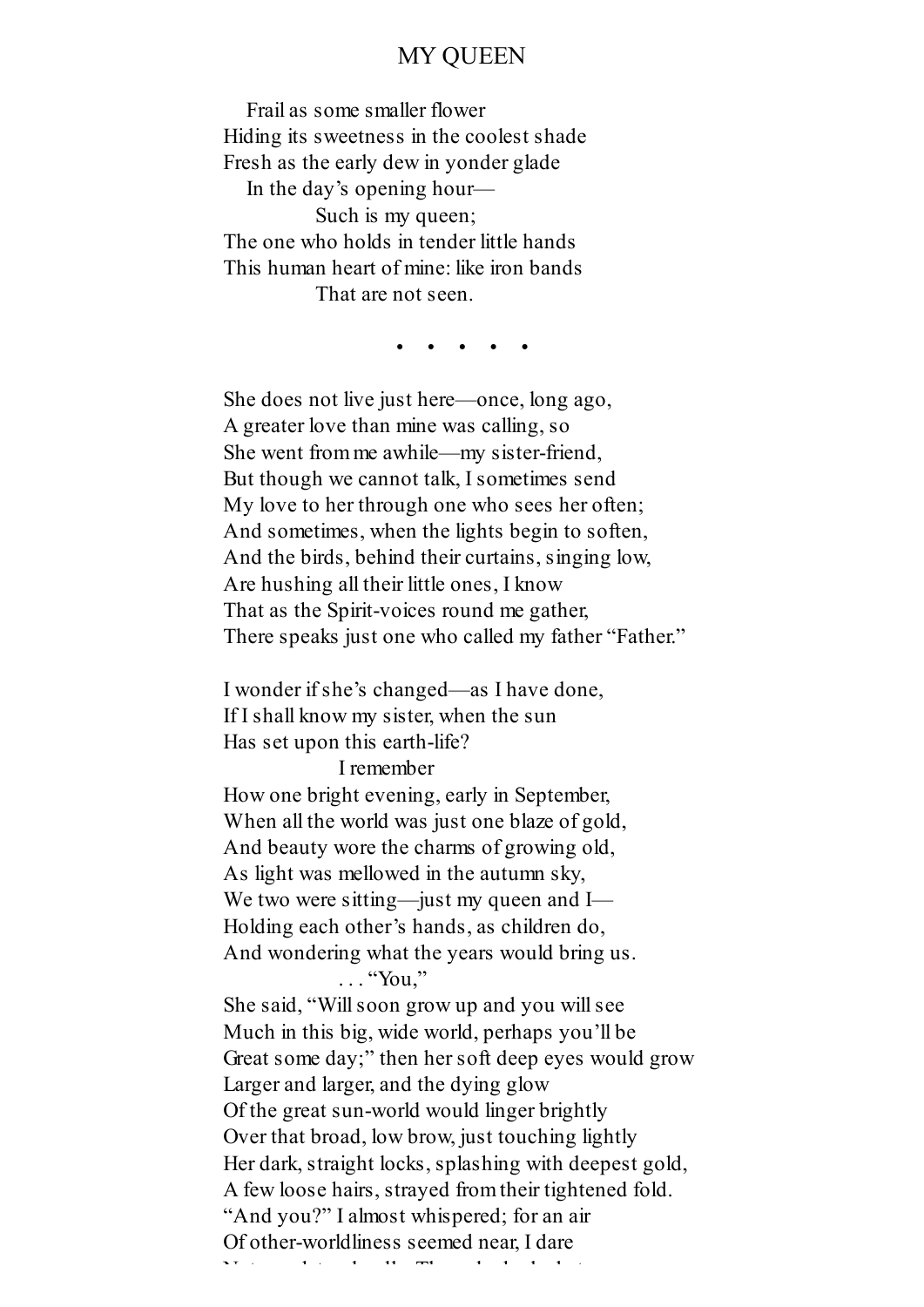# MY QUEEN

Frail as some smaller flower  
Hiding its sweetness in the coolest shade  
Fresh as the early dew in yonder glade  
In the day's opening hour—  
Such is my queen;  
The one who holds in tender little hands  
This human heart of mine: like iron bands  
That are not seen.

• • • • •

She does not live just here—once, long ago,  
A greater love than mine was calling, so  
She went from me awhile—my sister-friend,  
But though we cannot talk, I sometimes send  
My love to her through one who sees her often;  
And sometimes, when the lights begin to soften,  
And the birds, behind their curtains, singing low,  
Are hushing all their little ones, I know  
That as the Spirit-voices round me gather,  
There speaks just one who called my father "Father."

I wonder if she's changed—as I have done,  
If I shall know my sister, when the sun  
Has set upon this earth-life?  
I remember  
How one bright evening, early in September,  
When all the world was just one blaze of gold,  
And beauty wore the charms of growing old,  
As light was mellowed in the autumn sky,  
We two were sitting—just my queen and I—  
Holding each other's hands, as children do,  
And wondering what the years would bring us.  
. . . "You,"  
She said, "Will soon grow up and you will see  
Much in this big, wide world, perhaps you'll be  
Great some day;" then her soft deep eyes would grow  
Larger and larger, and the dying glow  
Of the great sun-world would linger brightly  
Over that broad, low brow, just touching lightly  
Her dark, straight locks, splashing with deepest gold,  
A few loose hairs, strayed from their tightened fold.  
"And you?" I almost whispered; for an air  
Of other-worldliness seemed near, I dare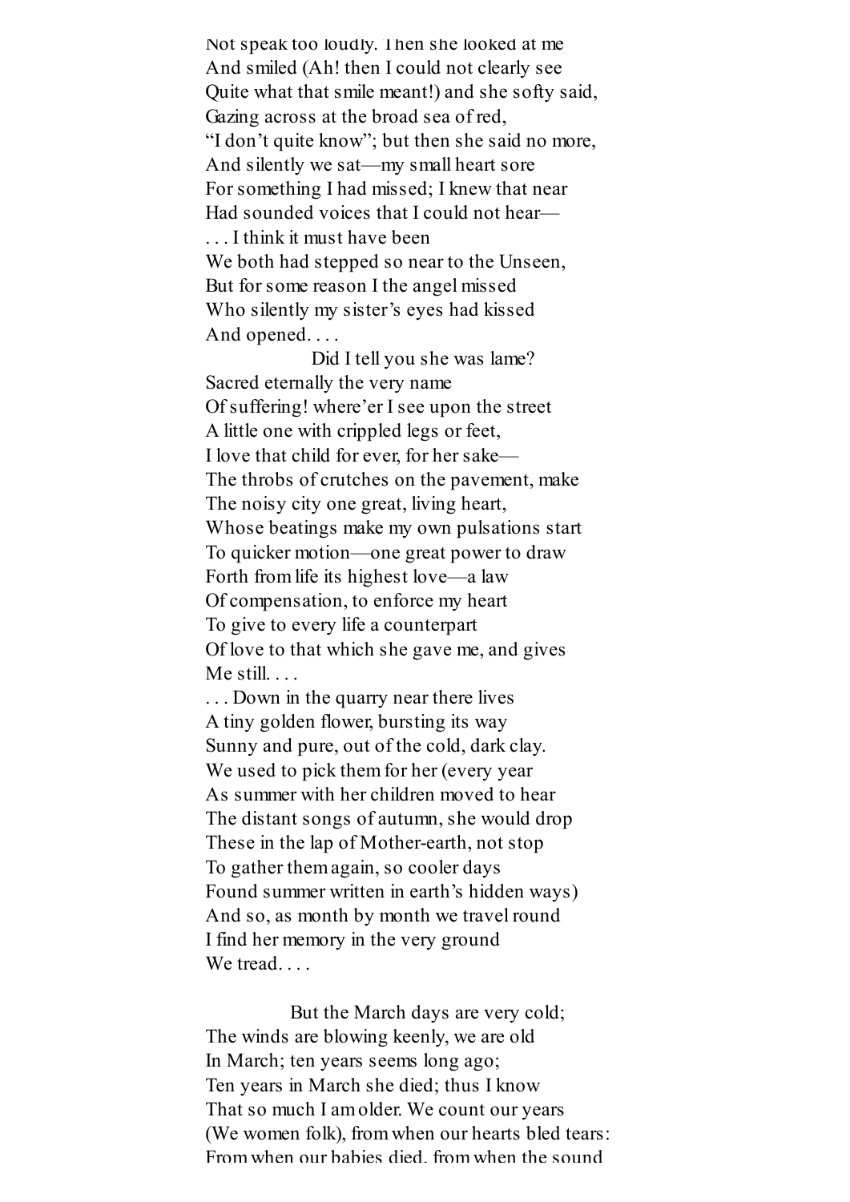Not speak too loudly. Then she looked at me
And smiled (Ah! then I could not clearly see
Quite what that smile meant!) and she softy said,
Gazing across at the broad sea of red,
“I don’t quite know”; but then she said no more,
And silently we sat—my small heart sore
For something I had missed; I knew that near
Had sounded voices that I could not hear—
. . . I think it must have been
We both had stepped so near to the Unseen,
But for some reason I the angel missed
Who silently my sister’s eyes had kissed
And opened. . . .
                    Did I tell you she was lame?
Sacred eternally the very name
Of suffering! where’er I see upon the street
A little one with crippled legs or feet,
I love that child for ever, for her sake—
The throbs of crutches on the pavement, make
The noisy city one great, living heart,
Whose beatings make my own pulsations start
To quicker motion—one great power to draw
Forth from life its highest love—a law
Of compensation, to enforce my heart
To give to every life a counterpart
Of love to that which she gave me, and gives
Me still. . . .
. . . Down in the quarry near there lives
A tiny golden flower, bursting its way
Sunny and pure, out of the cold, dark clay.
We used to pick them for her (every year
As summer with her children moved to hear
The distant songs of autumn, she would drop
These in the lap of Mother-earth, not stop
To gather them again, so cooler days
Found summer written in earth’s hidden ways)
And so, as month by month we travel round
I find her memory in the very ground
We tread. . . .

                    But the March days are very cold;
The winds are blowing keenly, we are old
In March; ten years seems long ago;
Ten years in March she died; thus I know
That so much I am older. We count our years
(We women folk), from when our hearts bled tears:
From when our babies died, from when the sound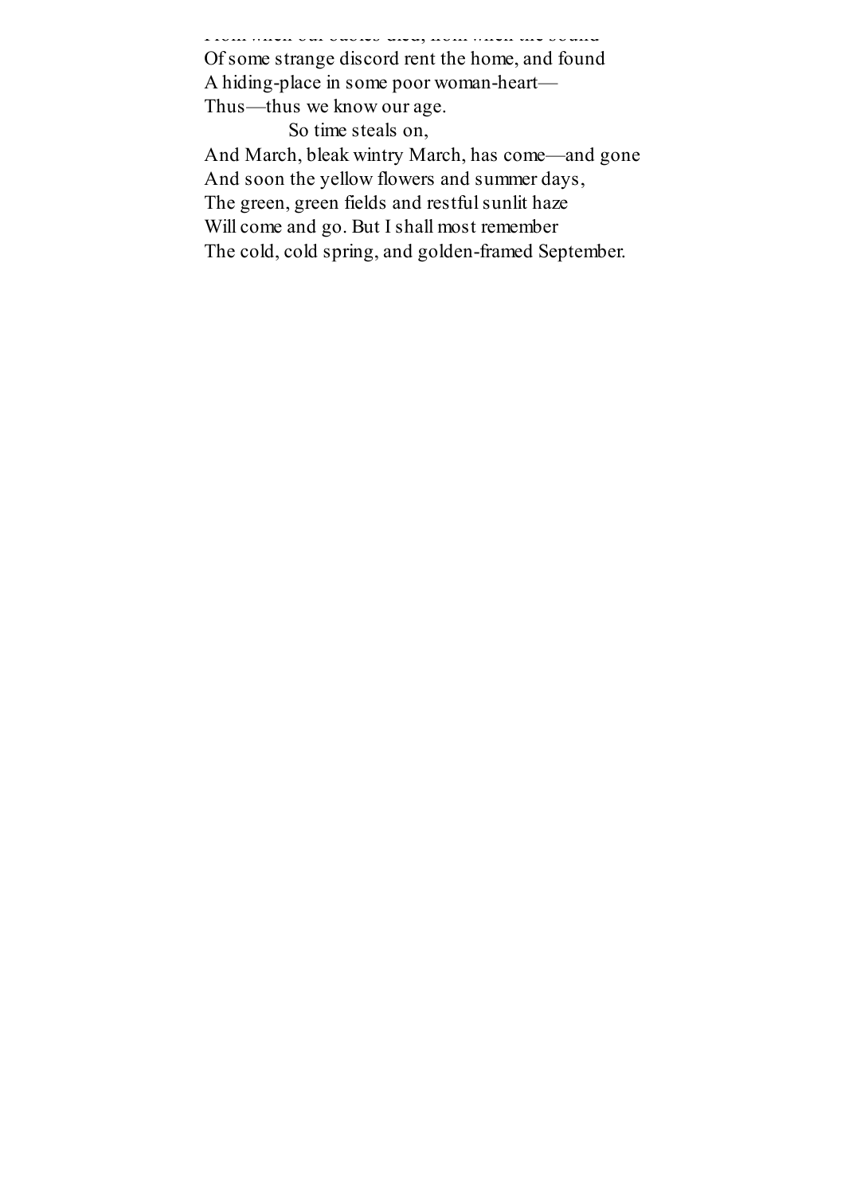From when our babies died, from when the sound
Of some strange discord rent the home, and found
A hiding-place in some poor woman-heart—
Thus—thus we know our age.

So time steals on,
And March, bleak wintry March, has come—and gone
And soon the yellow flowers and summer days,
The green, green fields and restful sunlit haze
Will come and go. But I shall most remember
The cold, cold spring, and golden-framed September.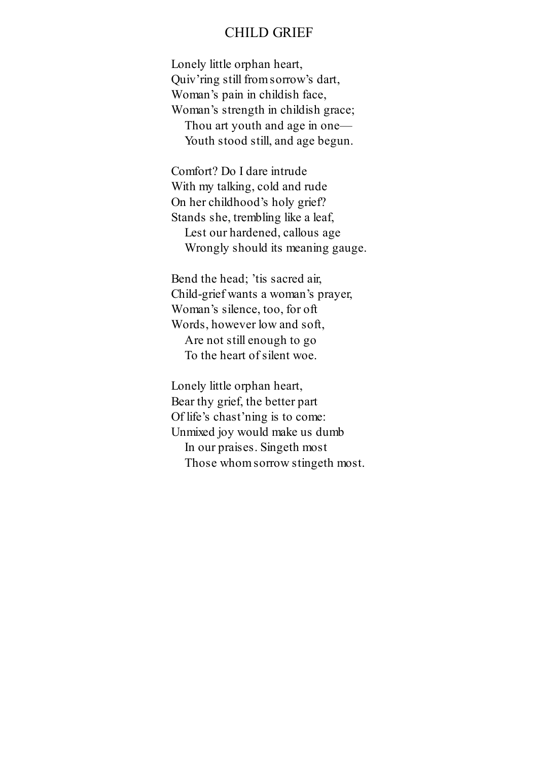## CHILD GRIEF

Lonely little orphan heart,  
Quiv’ring still from sorrow’s dart,  
Woman’s pain in childish face,  
Woman’s strength in childish grace;  
&nbsp;&nbsp;&nbsp;&nbsp;Thou art youth and age in one—  
&nbsp;&nbsp;&nbsp;&nbsp;Youth stood still, and age begun.

Comfort? Do I dare intrude  
With my talking, cold and rude  
On her childhood’s holy grief?  
Stands she, trembling like a leaf,  
&nbsp;&nbsp;&nbsp;&nbsp;Lest our hardened, callous age  
&nbsp;&nbsp;&nbsp;&nbsp;Wrongly should its meaning gauge.

Bend the head; ’tis sacred air,  
Child-grief wants a woman’s prayer,  
Woman’s silence, too, for oft  
Words, however low and soft,  
&nbsp;&nbsp;&nbsp;&nbsp;Are not still enough to go  
&nbsp;&nbsp;&nbsp;&nbsp;To the heart of silent woe.

Lonely little orphan heart,  
Bear thy grief, the better part  
Of life’s chast’ning is to come:  
Unmixed joy would make us dumb  
&nbsp;&nbsp;&nbsp;&nbsp;In our praises. Singeth most  
&nbsp;&nbsp;&nbsp;&nbsp;Those whom sorrow stingeth most.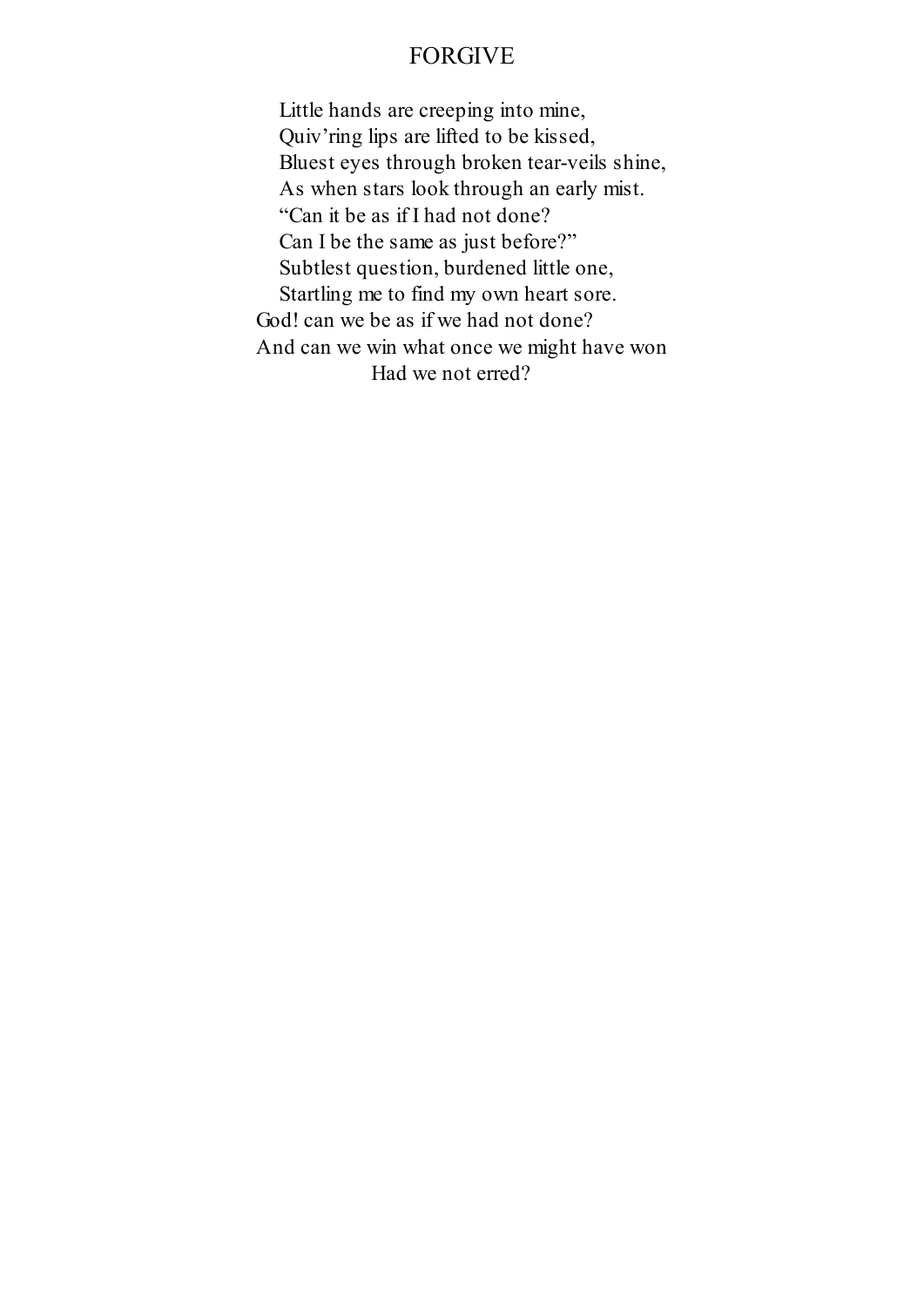# FORGIVE

Little hands are creeping into mine,
Quiv'ring lips are lifted to be kissed,
Bluest eyes through broken tear-veils shine,
As when stars look through an early mist.
"Can it be as if I had not done?
Can I be the same as just before?"
Subtlest question, burdened little one,
Startling me to find my own heart sore.
God! can we be as if we had not done?
And can we win what once we might have won
Had we not erred?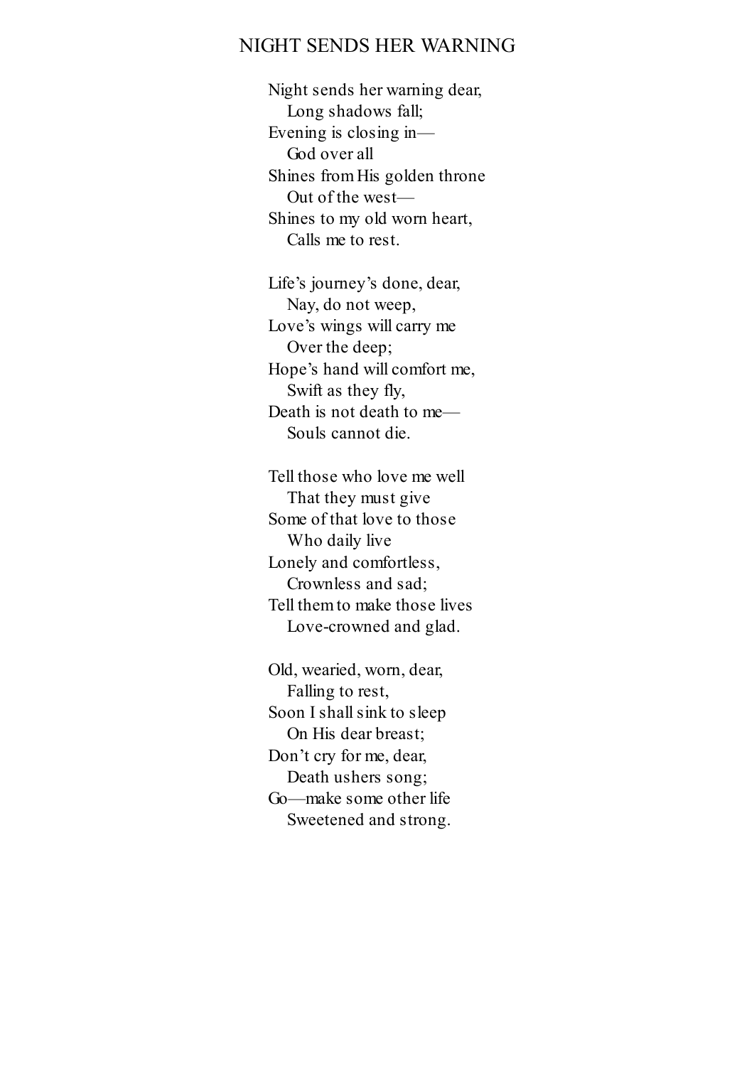## NIGHT SENDS HER WARNING

Night sends her warning dear,  
   Long shadows fall;  
Evening is closing in—  
   God over all  
Shines from His golden throne  
   Out of the west—  
Shines to my old worn heart,  
   Calls me to rest.

Life's journey's done, dear,  
   Nay, do not weep,  
Love's wings will carry me  
   Over the deep;  
Hope's hand will comfort me,  
   Swift as they fly,  
Death is not death to me—  
   Souls cannot die.

Tell those who love me well  
   That they must give  
Some of that love to those  
   Who daily live  
Lonely and comfortless,  
   Crownless and sad;  
Tell them to make those lives  
   Love-crowned and glad.

Old, wearied, worn, dear,  
   Falling to rest,  
Soon I shall sink to sleep  
   On His dear breast;  
Don't cry for me, dear,  
   Death ushers song;  
Go—make some other life  
   Sweetened and strong.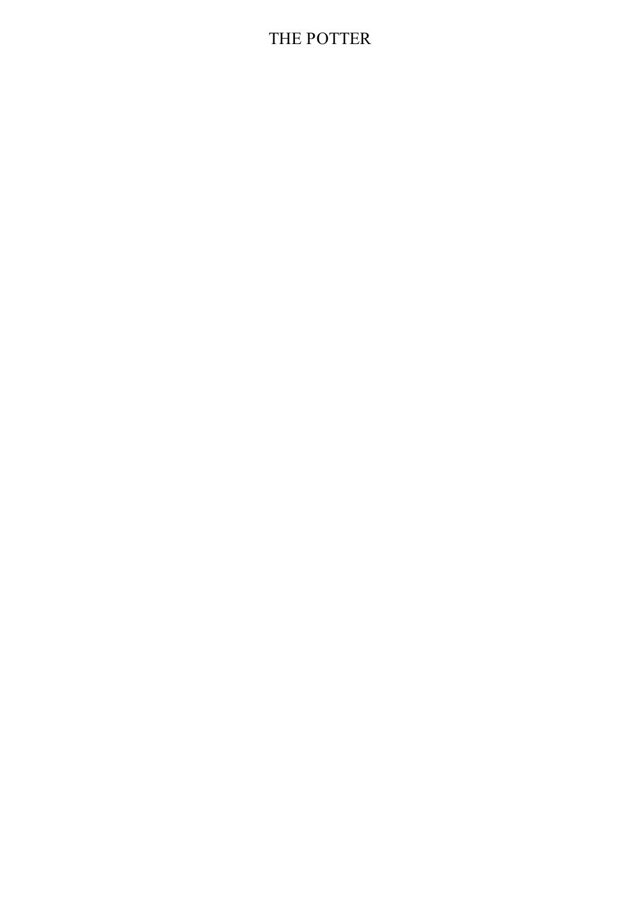# THE POTTER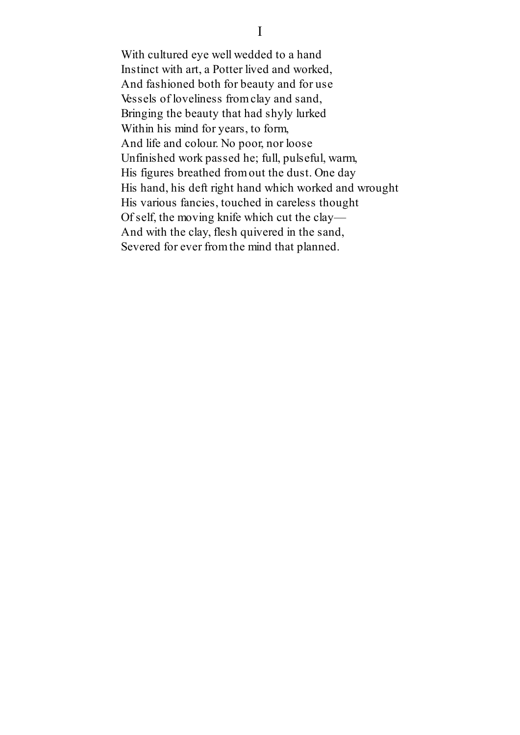# I

With cultured eye well wedded to a hand  
Instinct with art, a Potter lived and worked,  
And fashioned both for beauty and for use  
Vessels of loveliness from clay and sand,  
Bringing the beauty that had shyly lurked  
Within his mind for years, to form,  
And life and colour. No poor, nor loose  
Unfinished work passed he; full, pulseful, warm,  
His figures breathed from out the dust. One day  
His hand, his deft right hand which worked and wrought  
His various fancies, touched in careless thought  
Of self, the moving knife which cut the clay—  
And with the clay, flesh quivered in the sand,  
Severed for ever from the mind that planned.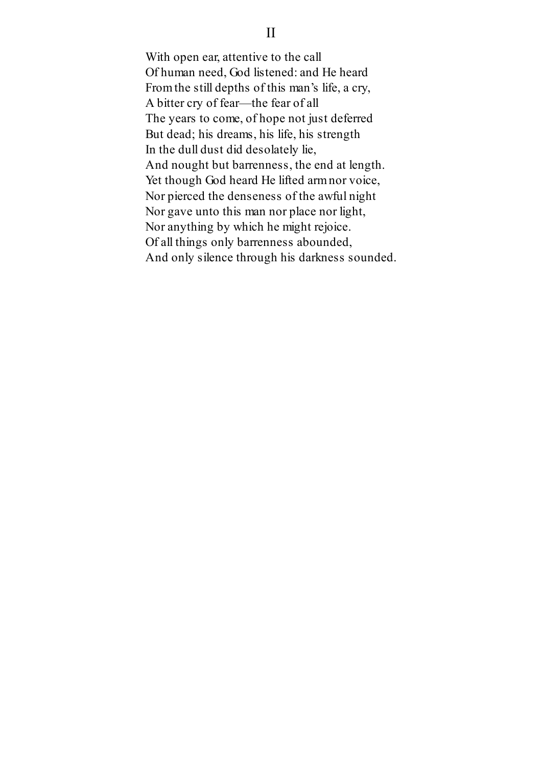## II

With open ear, attentive to the call  
Of human need, God listened: and He heard  
From the still depths of this man's life, a cry,  
A bitter cry of fear—the fear of all  
The years to come, of hope not just deferred  
But dead; his dreams, his life, his strength  
In the dull dust did desolately lie,  
And nought but barrenness, the end at length.  
Yet though God heard He lifted arm nor voice,  
Nor pierced the denseness of the awful night  
Nor gave unto this man nor place nor light,  
Nor anything by which he might rejoice.  
Of all things only barrenness abounded,  
And only silence through his darkness sounded.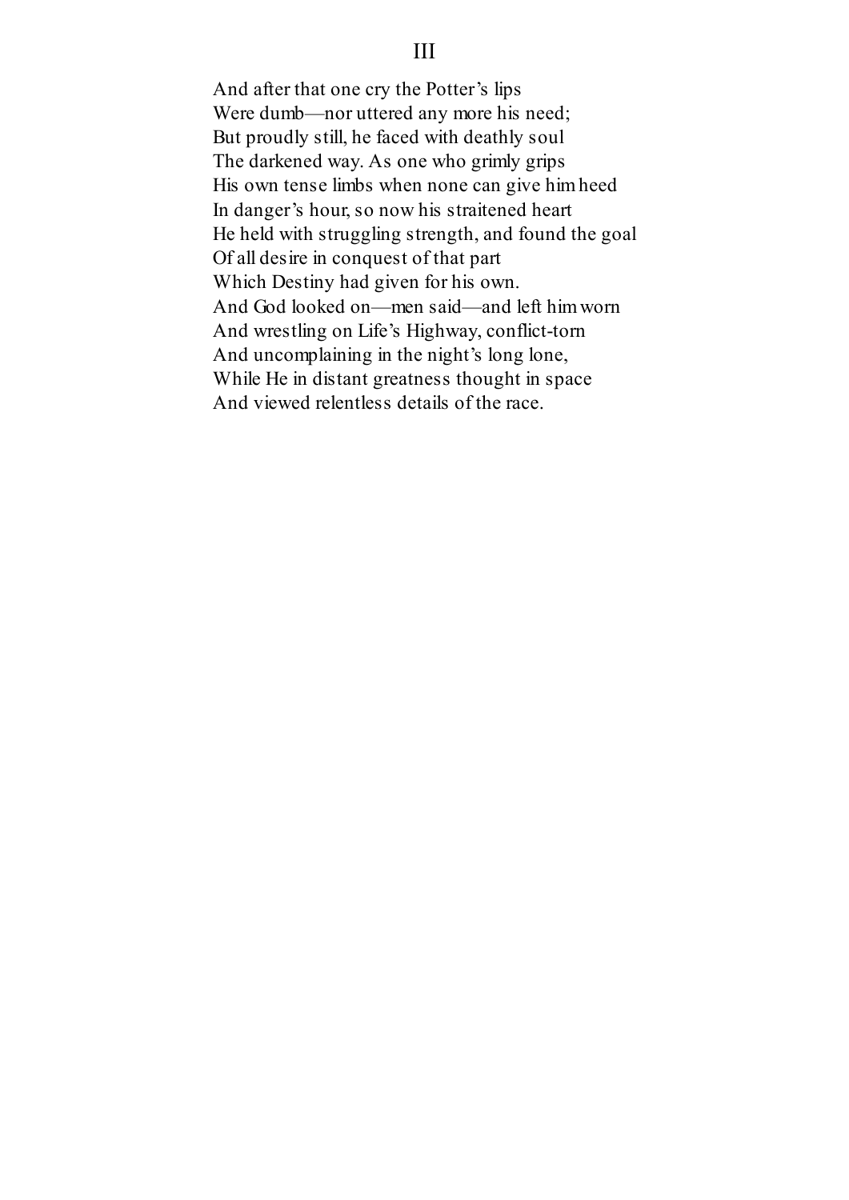## III

And after that one cry the Potter's lips  
Were dumb—nor uttered any more his need;  
But proudly still, he faced with deathly soul  
The darkened way. As one who grimly grips  
His own tense limbs when none can give him heed  
In danger's hour, so now his straitened heart  
He held with struggling strength, and found the goal  
Of all desire in conquest of that part  
Which Destiny had given for his own.  
And God looked on—men said—and left him worn  
And wrestling on Life's Highway, conflict-torn  
And uncomplaining in the night's long lone,  
While He in distant greatness thought in space  
And viewed relentless details of the race.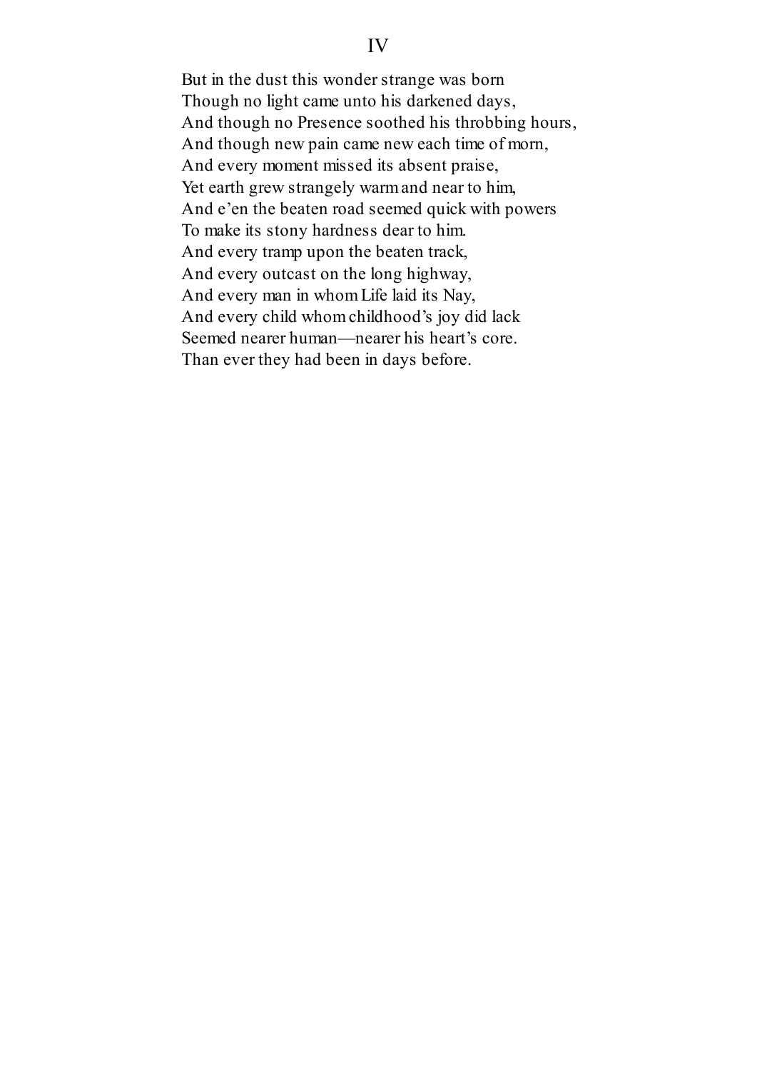## IV

But in the dust this wonder strange was born  
Though no light came unto his darkened days,  
And though no Presence soothed his throbbing hours,  
And though new pain came new each time of morn,  
And every moment missed its absent praise,  
Yet earth grew strangely warm and near to him,  
And e'en the beaten road seemed quick with powers  
To make its stony hardness dear to him.  
And every tramp upon the beaten track,  
And every outcast on the long highway,  
And every man in whom Life laid its Nay,  
And every child whom childhood's joy did lack  
Seemed nearer human—nearer his heart's core.  
Than ever they had been in days before.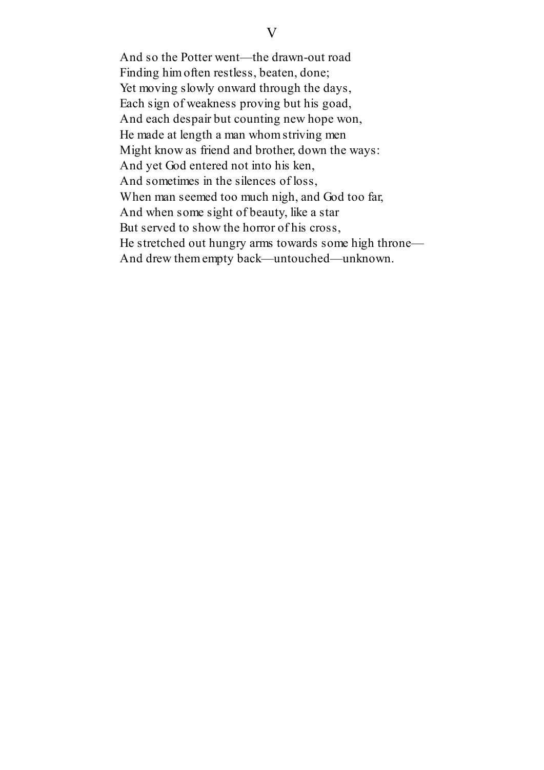## V

And so the Potter went—the drawn-out road  
Finding him often restless, beaten, done;  
Yet moving slowly onward through the days,  
Each sign of weakness proving but his goad,  
And each despair but counting new hope won,  
He made at length a man whom striving men  
Might know as friend and brother, down the ways:  
And yet God entered not into his ken,  
And sometimes in the silences of loss,  
When man seemed too much nigh, and God too far,  
And when some sight of beauty, like a star  
But served to show the horror of his cross,  
He stretched out hungry arms towards some high throne—  
And drew them empty back—untouched—unknown.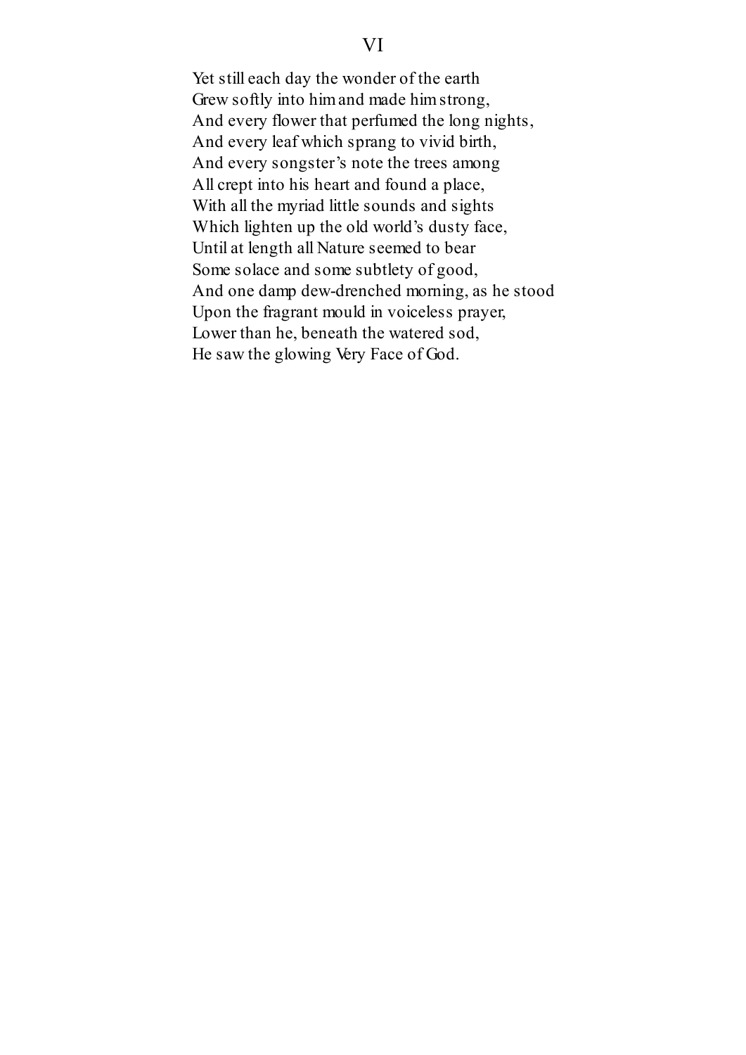## VI

Yet still each day the wonder of the earth  
Grew softly into him and made him strong,  
And every flower that perfumed the long nights,  
And every leaf which sprang to vivid birth,  
And every songster's note the trees among  
All crept into his heart and found a place,  
With all the myriad little sounds and sights  
Which lighten up the old world's dusty face,  
Until at length all Nature seemed to bear  
Some solace and some subtlety of good,  
And one damp dew-drenched morning, as he stood  
Upon the fragrant mould in voiceless prayer,  
Lower than he, beneath the watered sod,  
He saw the glowing Very Face of God.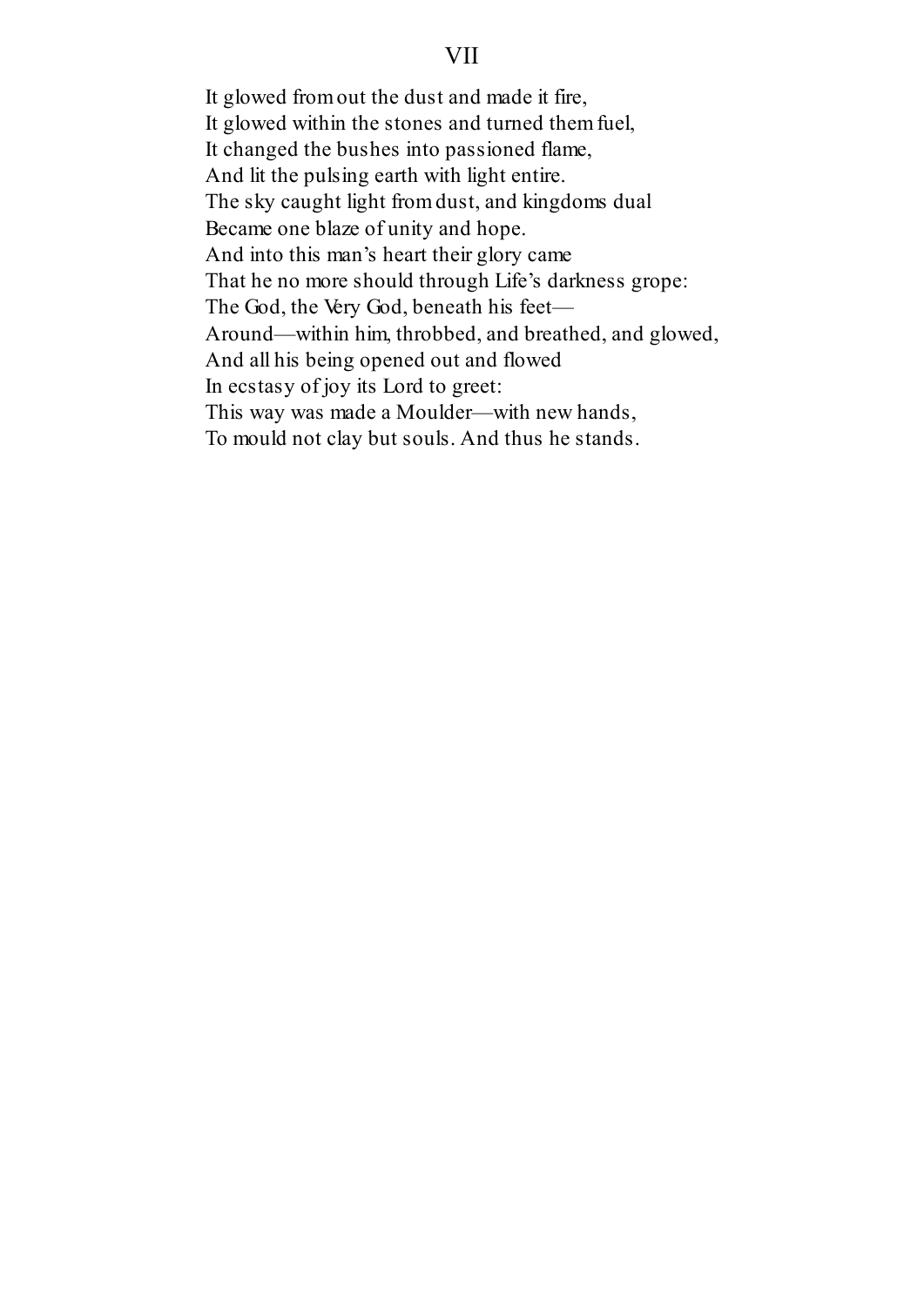## VII

It glowed from out the dust and made it fire,
It glowed within the stones and turned them fuel,
It changed the bushes into passioned flame,
And lit the pulsing earth with light entire.
The sky caught light from dust, and kingdoms dual
Became one blaze of unity and hope.
And into this man's heart their glory came
That he no more should through Life's darkness grope:
The God, the Very God, beneath his feet—
Around—within him, throbbed, and breathed, and glowed,
And all his being opened out and flowed
In ecstasy of joy its Lord to greet:
This way was made a Moulder—with new hands,
To mould not clay but souls. And thus he stands.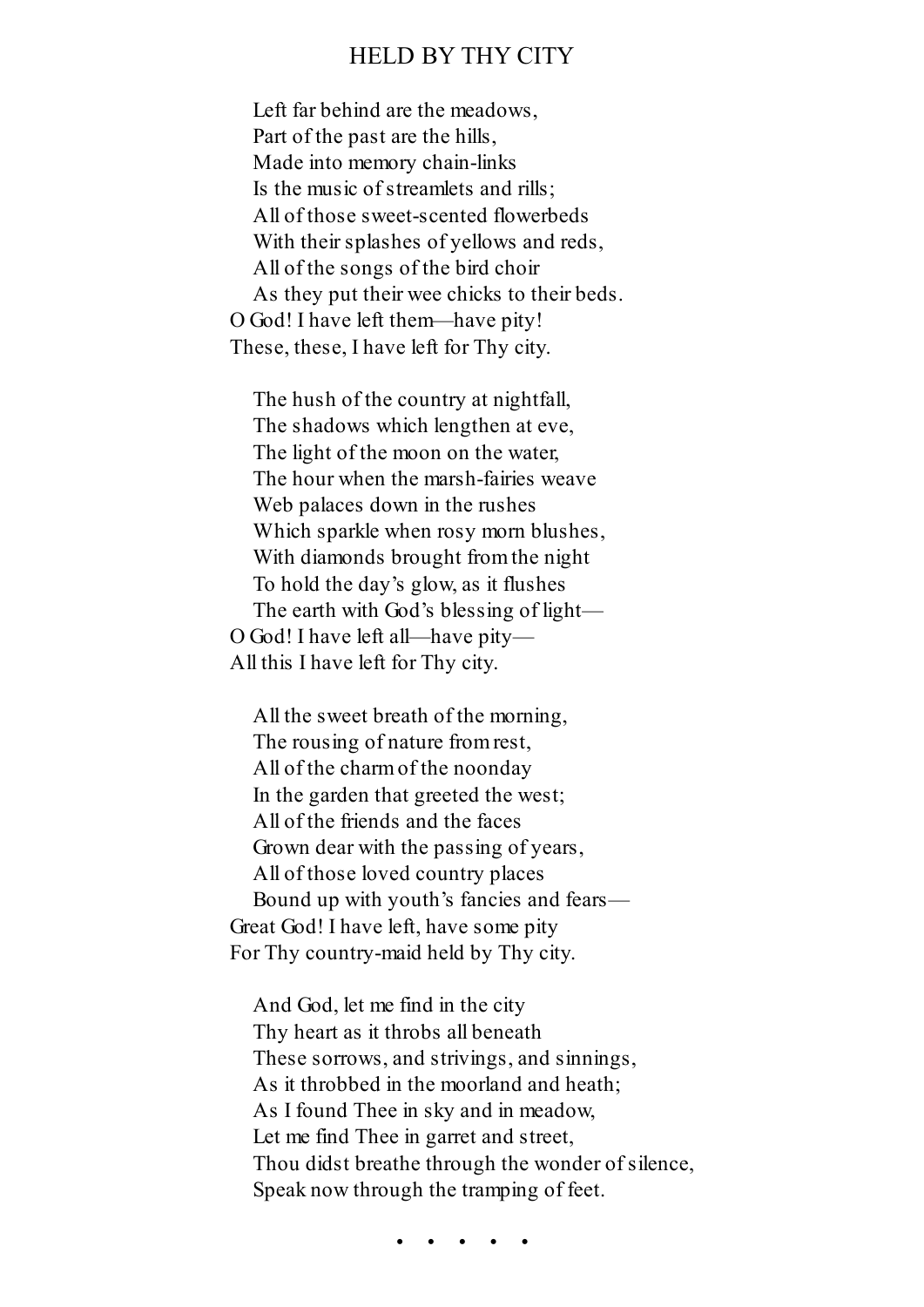## HELD BY THY CITY

Left far behind are the meadows,
Part of the past are the hills,
Made into memory chain-links
Is the music of streamlets and rills;
All of those sweet-scented flowerbeds
With their splashes of yellows and reds,
All of the songs of the bird choir
As they put their wee chicks to their beds.
O God! I have left them—have pity!
These, these, I have left for Thy city.

The hush of the country at nightfall,
The shadows which lengthen at eve,
The light of the moon on the water,
The hour when the marsh-fairies weave
Web palaces down in the rushes
Which sparkle when rosy morn blushes,
With diamonds brought from the night
To hold the day's glow, as it flushes
The earth with God's blessing of light—
O God! I have left all—have pity—
All this I have left for Thy city.

All the sweet breath of the morning,
The rousing of nature from rest,
All of the charm of the noonday
In the garden that greeted the west;
All of the friends and the faces
Grown dear with the passing of years,
All of those loved country places
Bound up with youth's fancies and fears—
Great God! I have left, have some pity
For Thy country-maid held by Thy city.

And God, let me find in the city
Thy heart as it throbs all beneath
These sorrows, and strivings, and sinnings,
As it throbbed in the moorland and heath;
As I found Thee in sky and in meadow,
Let me find Thee in garret and street,
Thou didst breathe through the wonder of silence,
Speak now through the tramping of feet.

• • • • •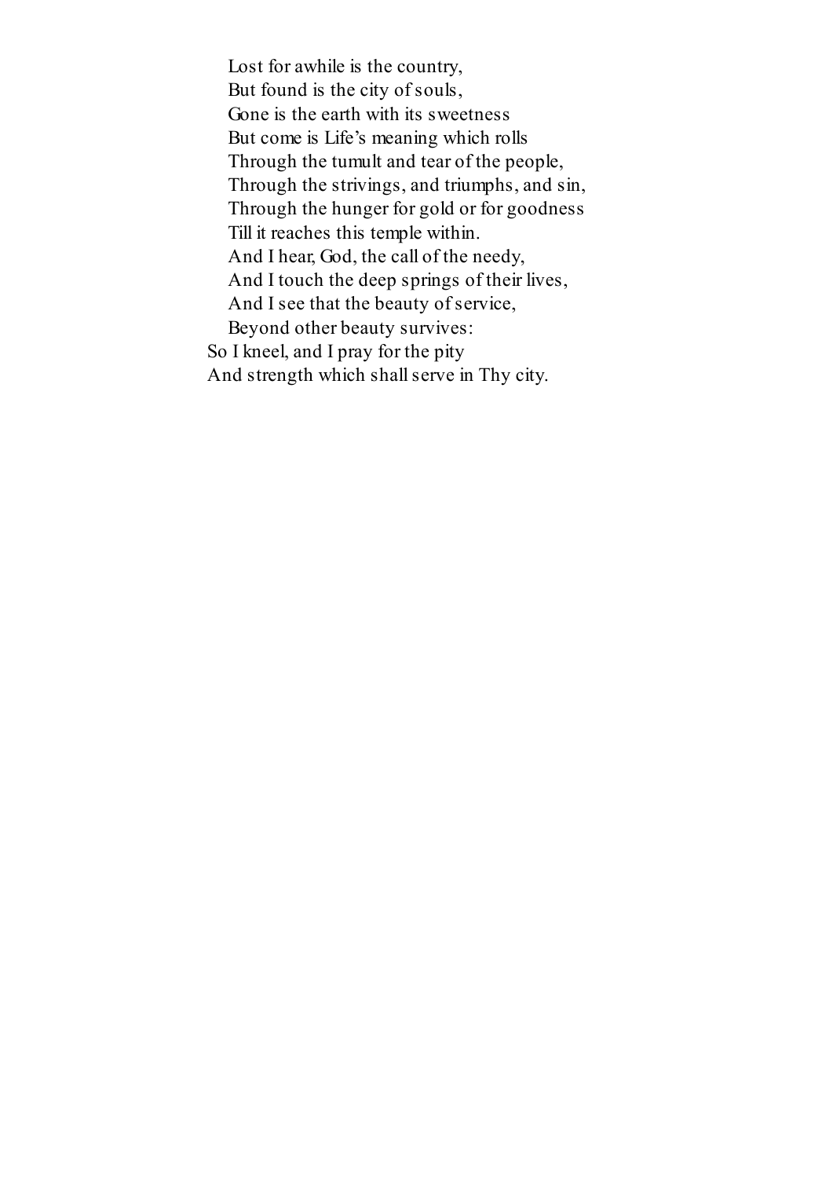Lost for awhile is the country,  
But found is the city of souls,  
Gone is the earth with its sweetness  
But come is Life's meaning which rolls  
Through the tumult and tear of the people,  
Through the strivings, and triumphs, and sin,  
Through the hunger for gold or for goodness  
Till it reaches this temple within.  
And I hear, God, the call of the needy,  
And I touch the deep springs of their lives,  
And I see that the beauty of service,  
Beyond other beauty survives:  
So I kneel, and I pray for the pity  
And strength which shall serve in Thy city.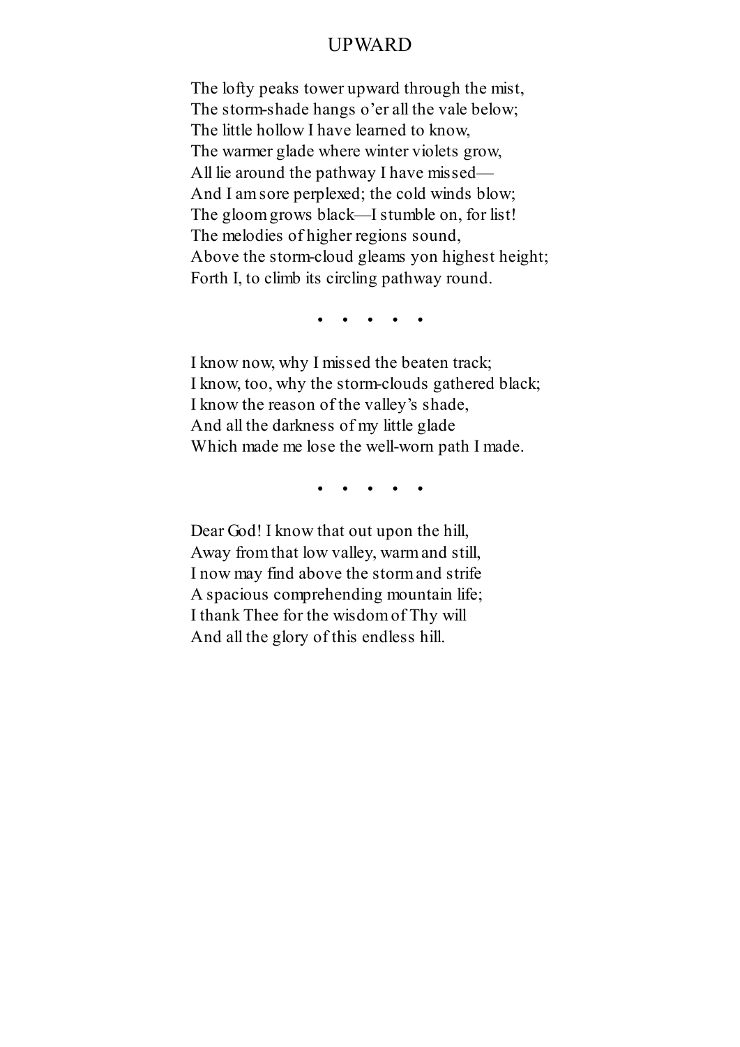# UPWARD

The lofty peaks tower upward through the mist,  
The storm-shade hangs o’er all the vale below;  
The little hollow I have learned to know,  
The warmer glade where winter violets grow,  
All lie around the pathway I have missed—  
And I am sore perplexed; the cold winds blow;  
The gloom grows black—I stumble on, for list!  
The melodies of higher regions sound,  
Above the storm-cloud gleams yon highest height;  
Forth I, to climb its circling pathway round.

• • • • •

I know now, why I missed the beaten track;  
I know, too, why the storm-clouds gathered black;  
I know the reason of the valley’s shade,  
And all the darkness of my little glade  
Which made me lose the well-worn path I made.

• • • • •

Dear God! I know that out upon the hill,  
Away from that low valley, warm and still,  
I now may find above the storm and strife  
A spacious comprehending mountain life;  
I thank Thee for the wisdom of Thy will  
And all the glory of this endless hill.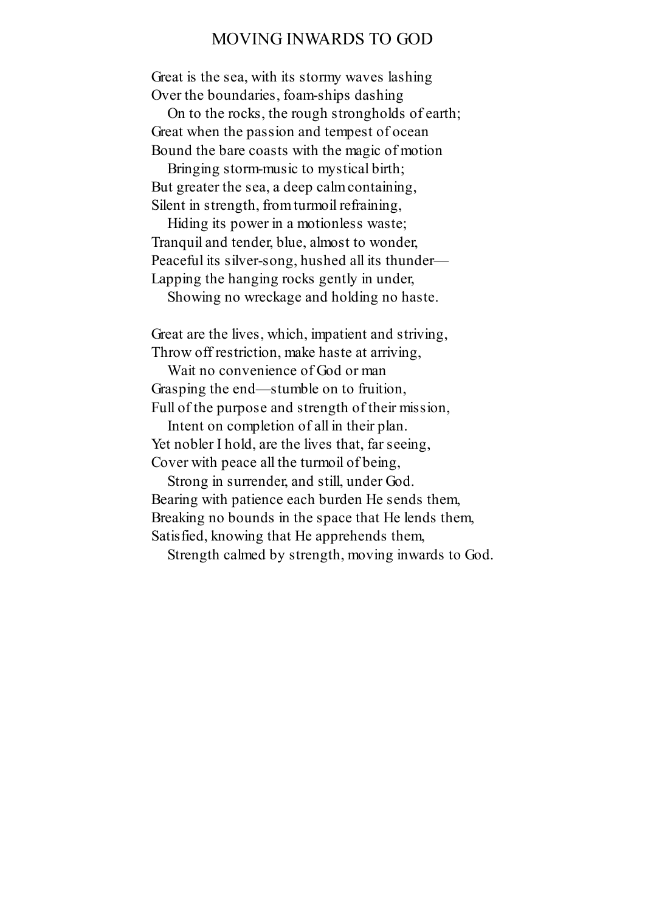# MOVING INWARDS TO GOD

Great is the sea, with its stormy waves lashing  
Over the boundaries, foam-ships dashing  
  On to the rocks, the rough strongholds of earth;  
Great when the passion and tempest of ocean  
Bound the bare coasts with the magic of motion  
  Bringing storm-music to mystical birth;  
But greater the sea, a deep calm containing,  
Silent in strength, from turmoil refraining,  
  Hiding its power in a motionless waste;  
Tranquil and tender, blue, almost to wonder,  
Peaceful its silver-song, hushed all its thunder—  
Lapping the hanging rocks gently in under,  
  Showing no wreckage and holding no haste.

Great are the lives, which, impatient and striving,  
Throw off restriction, make haste at arriving,  
  Wait no convenience of God or man  
Grasping the end—stumble on to fruition,  
Full of the purpose and strength of their mission,  
  Intent on completion of all in their plan.  
Yet nobler I hold, are the lives that, far seeing,  
Cover with peace all the turmoil of being,  
  Strong in surrender, and still, under God.  
Bearing with patience each burden He sends them,  
Breaking no bounds in the space that He lends them,  
Satisfied, knowing that He apprehends them,  
  Strength calmed by strength, moving inwards to God.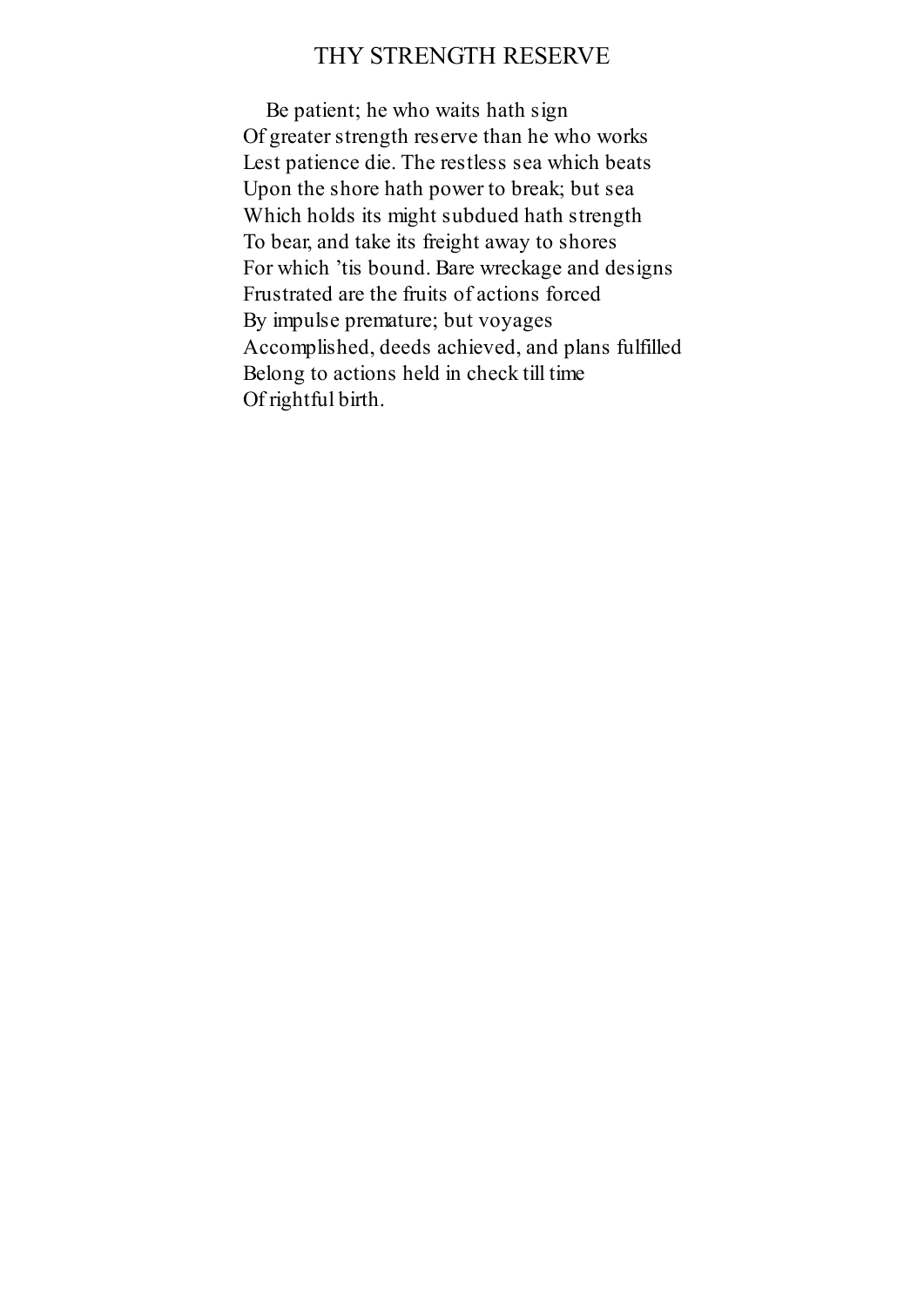## THY STRENGTH RESERVE

Be patient; he who waits hath sign  
Of greater strength reserve than he who works  
Lest patience die. The restless sea which beats  
Upon the shore hath power to break; but sea  
Which holds its might subdued hath strength  
To bear, and take its freight away to shores  
For which 'tis bound. Bare wreckage and designs  
Frustrated are the fruits of actions forced  
By impulse premature; but voyages  
Accomplished, deeds achieved, and plans fulfilled  
Belong to actions held in check till time  
Of rightful birth.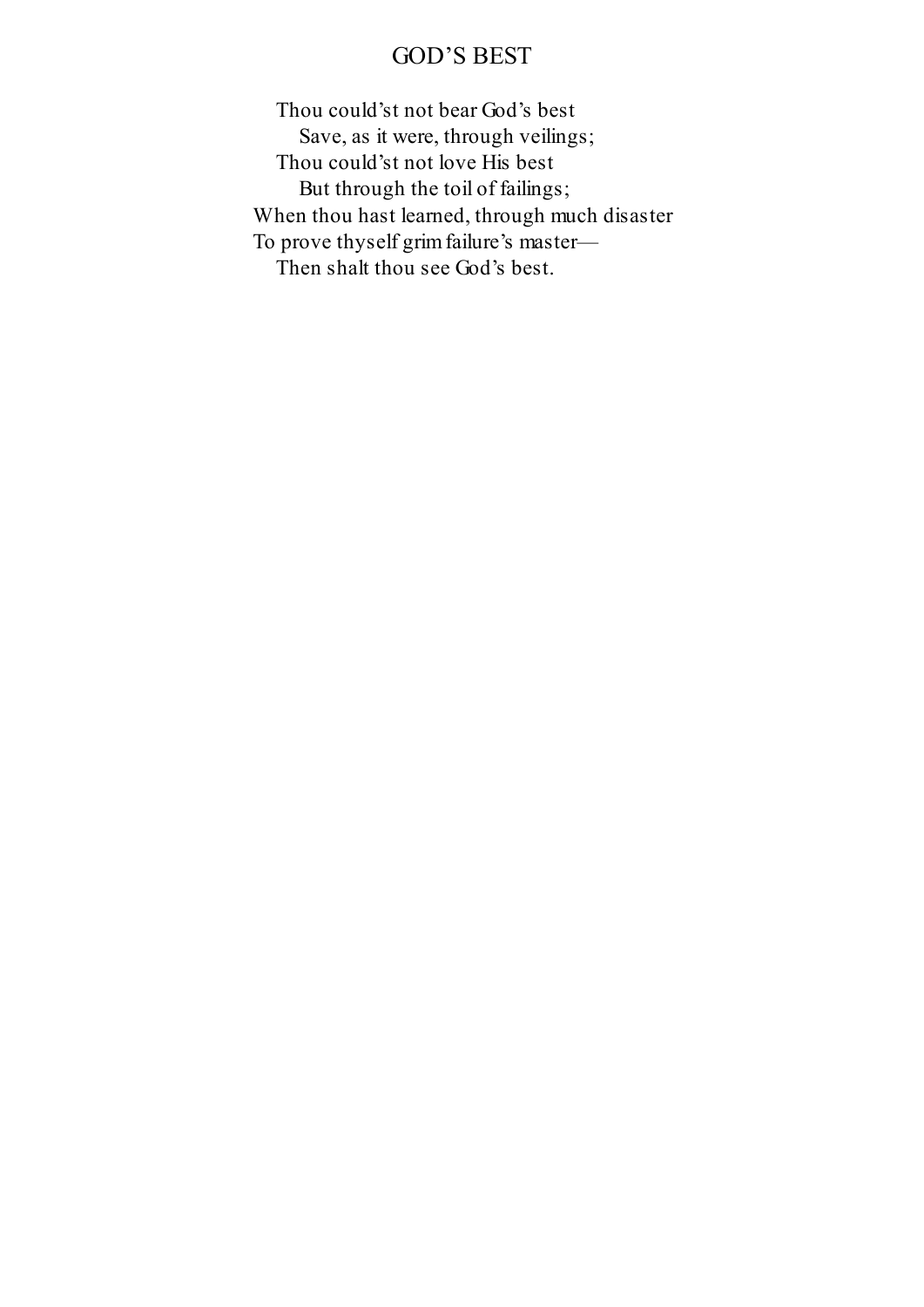## GOD'S BEST

Thou could'st not bear God's best  
Save, as it were, through veilings;  
Thou could'st not love His best  
But through the toil of failings;  
When thou hast learned, through much disaster  
To prove thyself grim failure's master—  
Then shalt thou see God's best.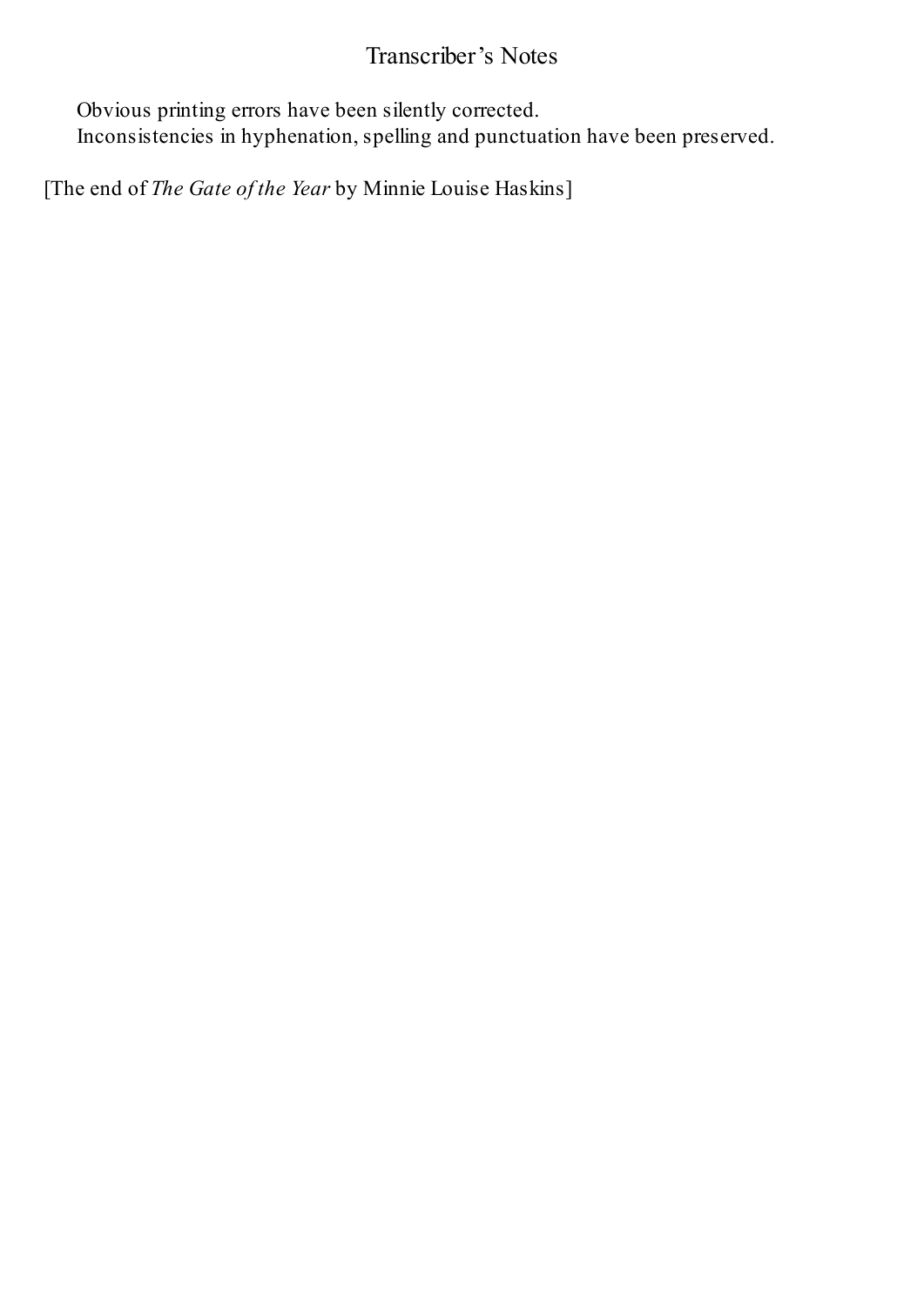## Transcriber's Notes

Obvious printing errors have been silently corrected.
Inconsistencies in hyphenation, spelling and punctuation have been preserved.

[The end of *The Gate of the Year* by Minnie Louise Haskins]